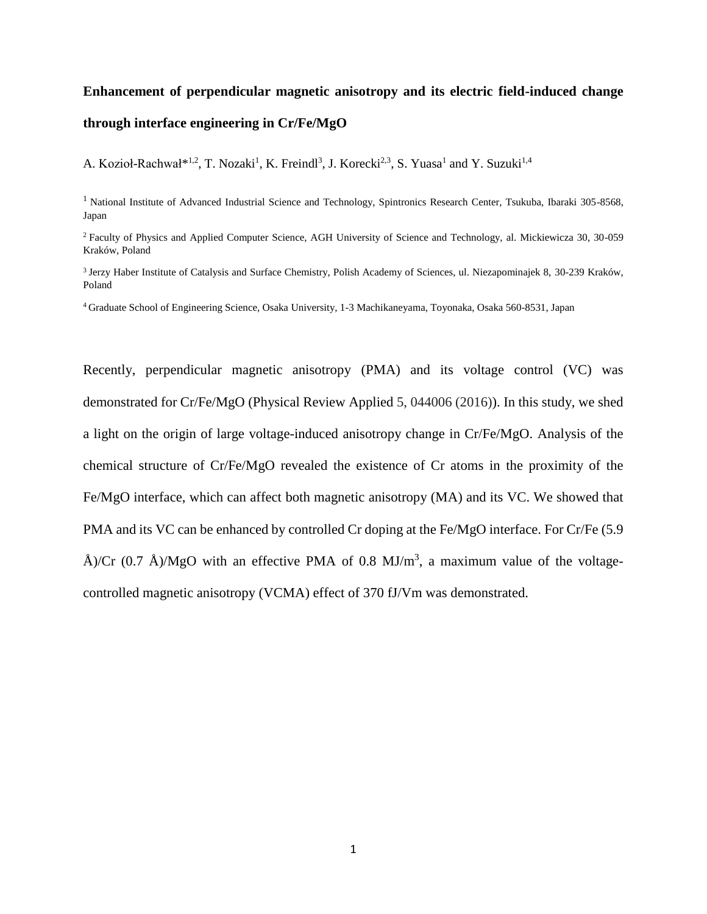# Enhancement of perpendicular magnetic anisotropy and its electric field-induced change through interface engineering in Cr/Fe/MgO

A. Kozioł-Rachwał*[1,2], T. Nozaki[1], K. Freindl[3], J. Korecki[2,3], S. Yuasa[1] and Y. Suzuki[1,4]

[1] National Institute of Advanced Industrial Science and Technology, Spintronics Research Center, Tsukuba, Ibaraki 305-8568, Japan

[2] Faculty of Physics and Applied Computer Science, AGH University of Science and Technology, al. Mickiewicza 30, 30-059 Kraków, Poland

[3] Jerzy Haber Institute of Catalysis and Surface Chemistry, Polish Academy of Sciences, ul. Niezapominajek 8, 30-239 Kraków, Poland

[4] Graduate School of Engineering Science, Osaka University, 1-3 Machikaneyama, Toyonaka, Osaka 560-8531, Japan

Recently, perpendicular magnetic anisotropy (PMA) and its voltage control (VC) was demonstrated for Cr/Fe/MgO (Physical Review Applied 5, 044006 (2016)). In this study, we shed a light on the origin of large voltage-induced anisotropy change in Cr/Fe/MgO. Analysis of the chemical structure of Cr/Fe/MgO revealed the existence of Cr atoms in the proximity of the Fe/MgO interface, which can affect both magnetic anisotropy (MA) and its VC. We showed that PMA and its VC can be enhanced by controlled Cr doping at the Fe/MgO interface. For Cr/Fe (5.9 Å)/Cr (0.7 Å)/MgO with an effective PMA of 0.8 $MJ/m^3$, a maximum value of the voltage-controlled magnetic anisotropy (VCMA) effect of 370 fJ/Vm was demonstrated.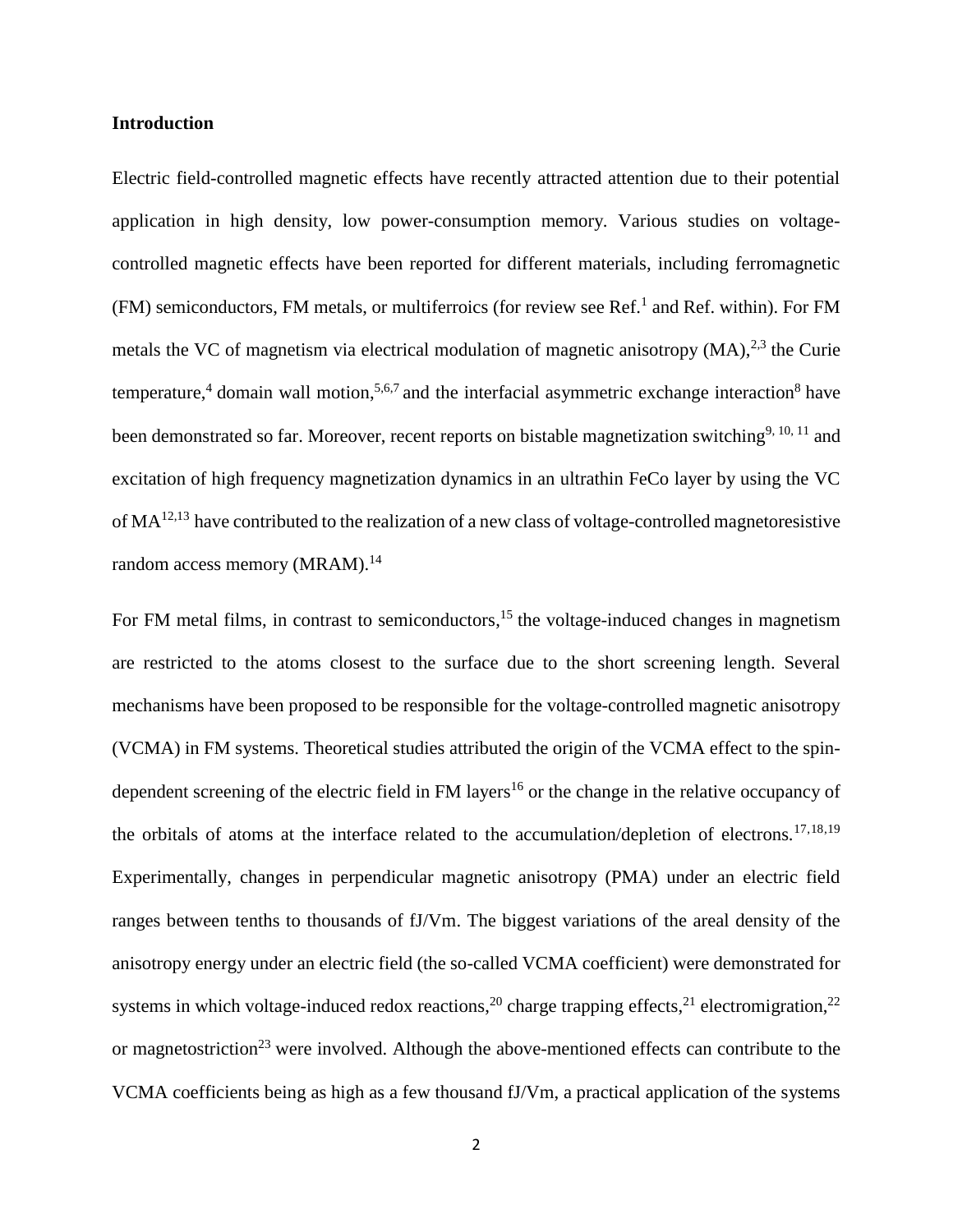## Introduction

Electric field-controlled magnetic effects have recently attracted attention due to their potential application in high density, low power-consumption memory. Various studies on voltage-controlled magnetic effects have been reported for different materials, including ferromagnetic (FM) semiconductors, FM metals, or multiferroics (for review see Ref.[1] and Ref. within). For FM metals the VC of magnetism via electrical modulation of magnetic anisotropy (MA),[2,3] the Curie temperature,[4] domain wall motion,[5,6,7] and the interfacial asymmetric exchange interaction[8] have been demonstrated so far. Moreover, recent reports on bistable magnetization switching[9, 10, 11] and excitation of high frequency magnetization dynamics in an ultrathin FeCo layer by using the VC of MA[12,13] have contributed to the realization of a new class of voltage-controlled magnetoresistive random access memory (MRAM).[14]

For FM metal films, in contrast to semiconductors,[15] the voltage-induced changes in magnetism are restricted to the atoms closest to the surface due to the short screening length. Several mechanisms have been proposed to be responsible for the voltage-controlled magnetic anisotropy (VCMA) in FM systems. Theoretical studies attributed the origin of the VCMA effect to the spin-dependent screening of the electric field in FM layers[16] or the change in the relative occupancy of the orbitals of atoms at the interface related to the accumulation/depletion of electrons.[17,18,19] Experimentally, changes in perpendicular magnetic anisotropy (PMA) under an electric field ranges between tenths to thousands of fJ/Vm. The biggest variations of the areal density of the anisotropy energy under an electric field (the so-called VCMA coefficient) were demonstrated for systems in which voltage-induced redox reactions,[20] charge trapping effects,[21] electromigration,[22] or magnetostriction[23] were involved. Although the above-mentioned effects can contribute to the VCMA coefficients being as high as a few thousand fJ/Vm, a practical application of the systems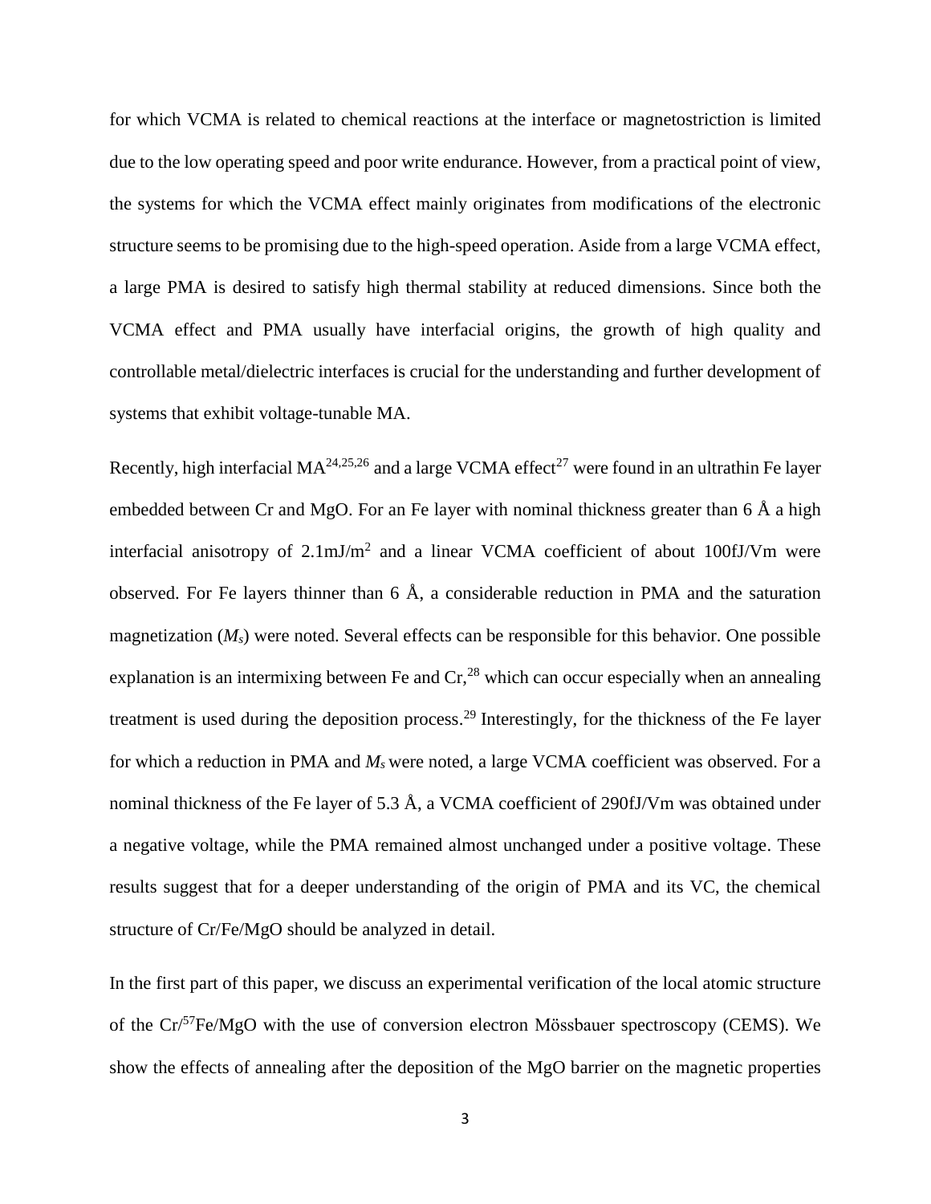for which VCMA is related to chemical reactions at the interface or magnetostriction is limited due to the low operating speed and poor write endurance. However, from a practical point of view, the systems for which the VCMA effect mainly originates from modifications of the electronic structure seems to be promising due to the high-speed operation. Aside from a large VCMA effect, a large PMA is desired to satisfy high thermal stability at reduced dimensions. Since both the VCMA effect and PMA usually have interfacial origins, the growth of high quality and controllable metal/dielectric interfaces is crucial for the understanding and further development of systems that exhibit voltage-tunable MA.

Recently, high interfacial MA[24,25,26] and a large VCMA effect[27] were found in an ultrathin Fe layer embedded between Cr and MgO. For an Fe layer with nominal thickness greater than 6 Å a high interfacial anisotropy of $2.1 mJ/m^2$ and a linear VCMA coefficient of about 100fJ/Vm were observed. For Fe layers thinner than 6 Å, a considerable reduction in PMA and the saturation magnetization ($M_s$) were noted. Several effects can be responsible for this behavior. One possible explanation is an intermixing between Fe and Cr,[28] which can occur especially when an annealing treatment is used during the deposition process.[29] Interestingly, for the thickness of the Fe layer for which a reduction in PMA and $M_s$ were noted, a large VCMA coefficient was observed. For a nominal thickness of the Fe layer of 5.3 Å, a VCMA coefficient of 290fJ/Vm was obtained under a negative voltage, while the PMA remained almost unchanged under a positive voltage. These results suggest that for a deeper understanding of the origin of PMA and its VC, the chemical structure of Cr/Fe/MgO should be analyzed in detail.

In the first part of this paper, we discuss an experimental verification of the local atomic structure of the Cr/$^{57}$Fe/MgO with the use of conversion electron Mössbauer spectroscopy (CEMS). We show the effects of annealing after the deposition of the MgO barrier on the magnetic properties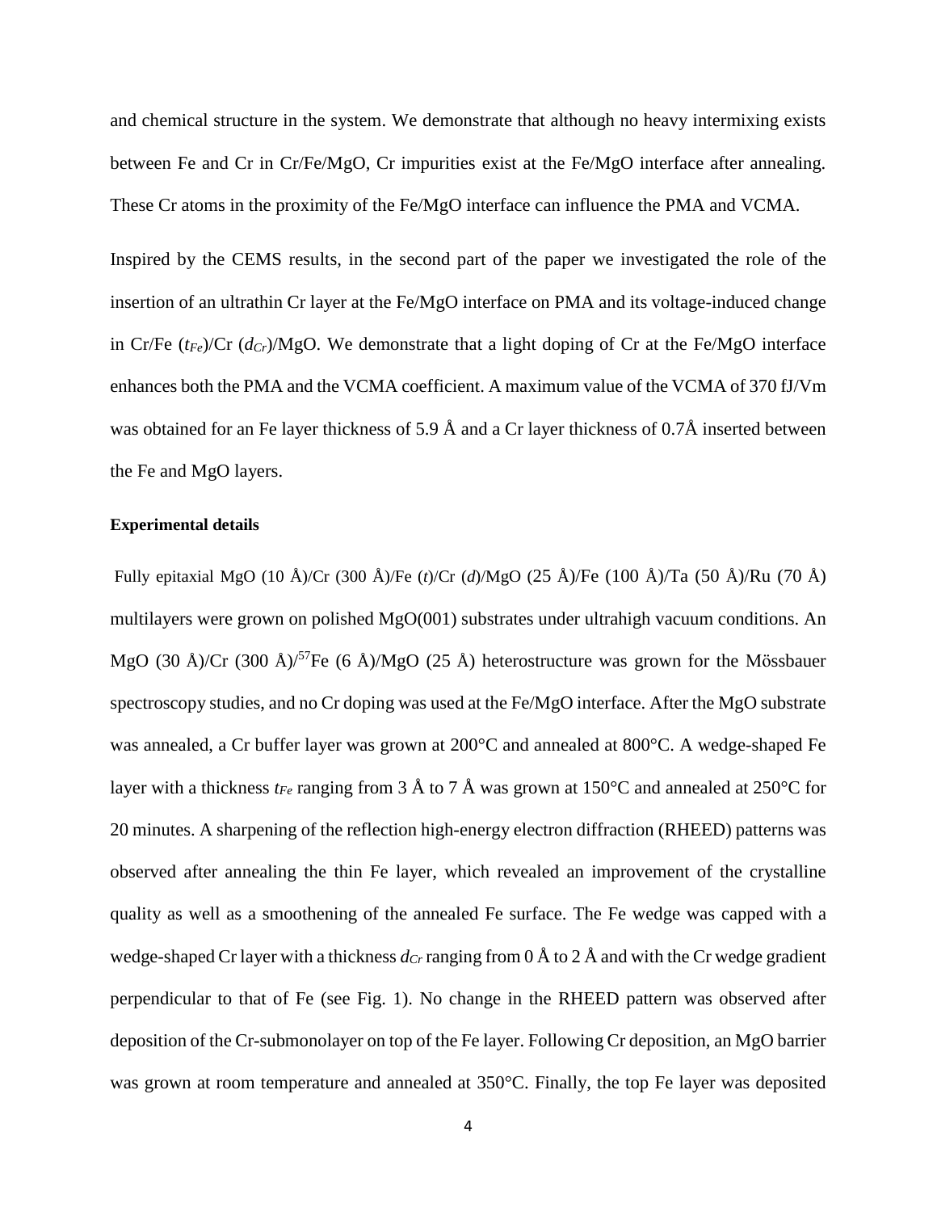and chemical structure in the system. We demonstrate that although no heavy intermixing exists between Fe and Cr in Cr/Fe/MgO, Cr impurities exist at the Fe/MgO interface after annealing. These Cr atoms in the proximity of the Fe/MgO interface can influence the PMA and VCMA.

Inspired by the CEMS results, in the second part of the paper we investigated the role of the insertion of an ultrathin Cr layer at the Fe/MgO interface on PMA and its voltage-induced change in Cr/Fe ($t_{Fe}$)/Cr ($d_{Cr}$)/MgO. We demonstrate that a light doping of Cr at the Fe/MgO interface enhances both the PMA and the VCMA coefficient. A maximum value of the VCMA of 370 fJ/Vm was obtained for an Fe layer thickness of 5.9 Å and a Cr layer thickness of 0.7Å inserted between the Fe and MgO layers.

**Experimental details**

Fully epitaxial MgO (10 Å)/Cr (300 Å)/Fe ($t$)/Cr ($d$)/MgO (25 Å)/Fe (100 Å)/Ta (50 Å)/Ru (70 Å) multilayers were grown on polished MgO(001) substrates under ultrahigh vacuum conditions. An MgO (30 Å)/Cr (300 Å)/$^{57}$Fe (6 Å)/MgO (25 Å) heterostructure was grown for the Mössbauer spectroscopy studies, and no Cr doping was used at the Fe/MgO interface. After the MgO substrate was annealed, a Cr buffer layer was grown at 200°C and annealed at 800°C. A wedge-shaped Fe layer with a thickness $t_{Fe}$ ranging from 3 Å to 7 Å was grown at 150°C and annealed at 250°C for 20 minutes. A sharpening of the reflection high-energy electron diffraction (RHEED) patterns was observed after annealing the thin Fe layer, which revealed an improvement of the crystalline quality as well as a smoothening of the annealed Fe surface. The Fe wedge was capped with a wedge-shaped Cr layer with a thickness $d_{Cr}$ ranging from 0 Å to 2 Å and with the Cr wedge gradient perpendicular to that of Fe (see Fig. 1). No change in the RHEED pattern was observed after deposition of the Cr-submonolayer on top of the Fe layer. Following Cr deposition, an MgO barrier was grown at room temperature and annealed at 350°C. Finally, the top Fe layer was deposited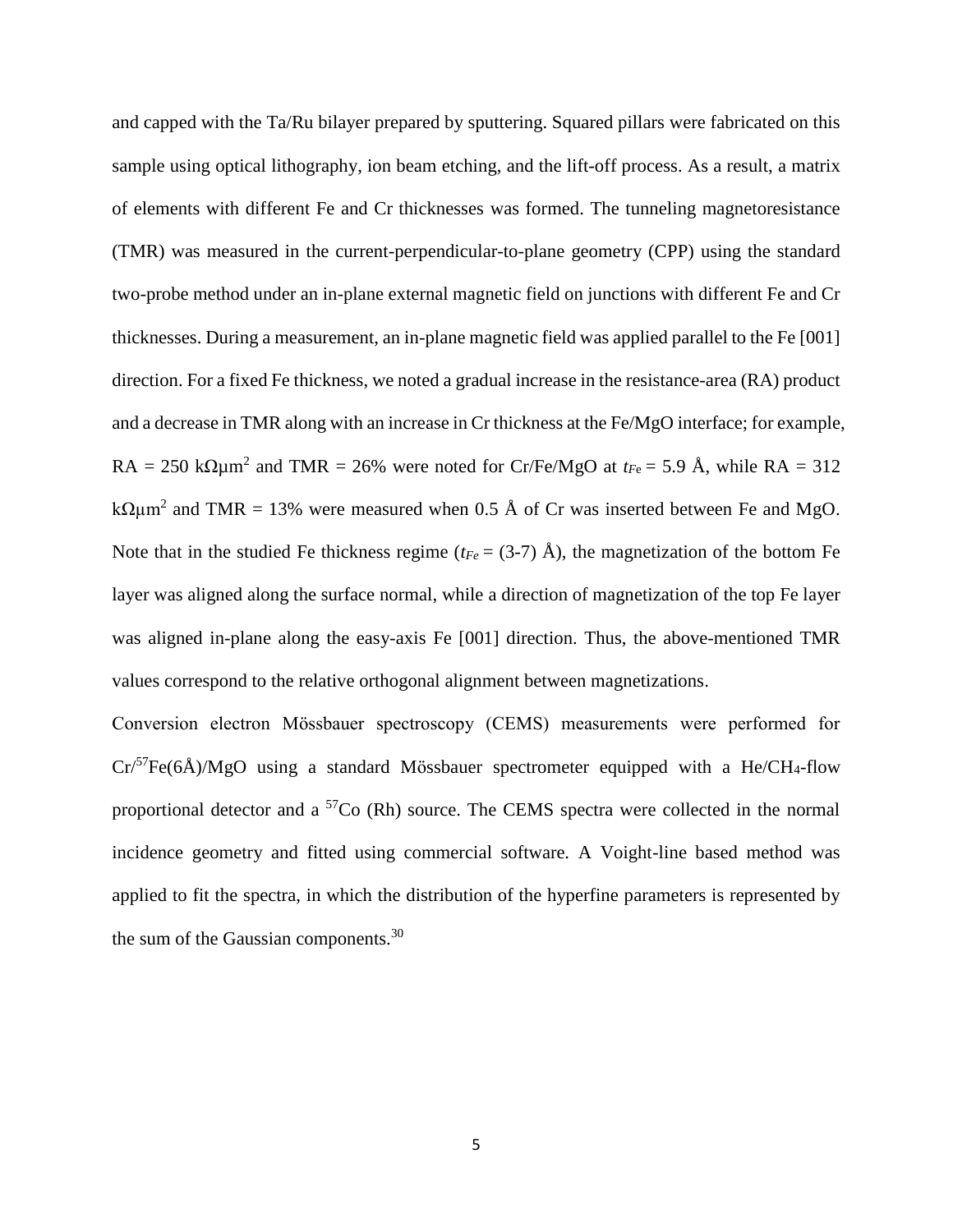and capped with the Ta/Ru bilayer prepared by sputtering. Squared pillars were fabricated on this sample using optical lithography, ion beam etching, and the lift-off process. As a result, a matrix of elements with different Fe and Cr thicknesses was formed. The tunneling magnetoresistance (TMR) was measured in the current-perpendicular-to-plane geometry (CPP) using the standard two-probe method under an in-plane external magnetic field on junctions with different Fe and Cr thicknesses. During a measurement, an in-plane magnetic field was applied parallel to the Fe [001] direction. For a fixed Fe thickness, we noted a gradual increase in the resistance-area (RA) product and a decrease in TMR along with an increase in Cr thickness at the Fe/MgO interface; for example, RA = 250 kΩμm$^2$ and TMR = 26% were noted for Cr/Fe/MgO at $t_{Fe}$ = 5.9 Å, while RA = 312 kΩμm$^2$ and TMR = 13% were measured when 0.5 Å of Cr was inserted between Fe and MgO. Note that in the studied Fe thickness regime ($t_{Fe}$ = (3-7) Å), the magnetization of the bottom Fe layer was aligned along the surface normal, while a direction of magnetization of the top Fe layer was aligned in-plane along the easy-axis Fe [001] direction. Thus, the above-mentioned TMR values correspond to the relative orthogonal alignment between magnetizations.

Conversion electron Mössbauer spectroscopy (CEMS) measurements were performed for Cr/$^{57}$Fe(6Å)/MgO using a standard Mössbauer spectrometer equipped with a He/$CH_4$-flow proportional detector and a $^{57}$Co (Rh) source. The CEMS spectra were collected in the normal incidence geometry and fitted using commercial software. A Voight-line based method was applied to fit the spectra, in which the distribution of the hyperfine parameters is represented by the sum of the Gaussian components.[30]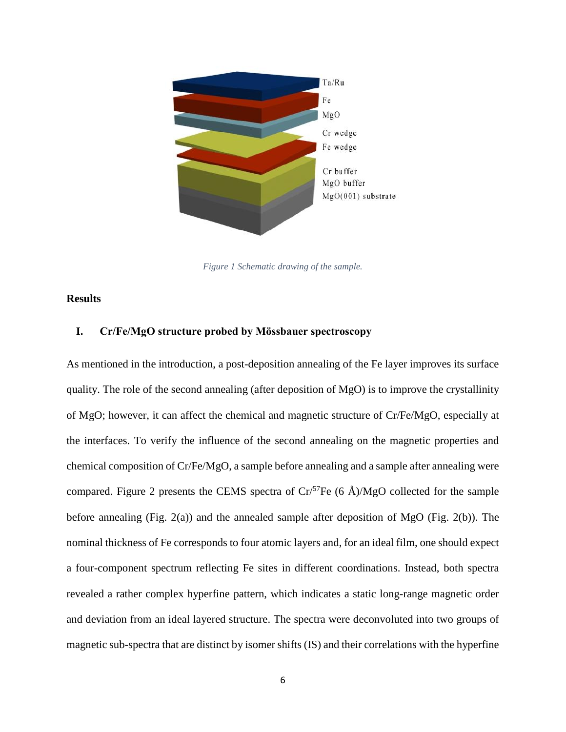Figure 1 Schematic drawing of the sample.

**Results**

## I. Cr/Fe/MgO structure probed by Mössbauer spectroscopy

As mentioned in the introduction, a post-deposition annealing of the Fe layer improves its surface quality. The role of the second annealing (after deposition of MgO) is to improve the crystallinity of MgO; however, it can affect the chemical and magnetic structure of Cr/Fe/MgO, especially at the interfaces. To verify the influence of the second annealing on the magnetic properties and chemical composition of Cr/Fe/MgO, a sample before annealing and a sample after annealing were compared. Figure 2 presents the CEMS spectra of Cr/$^{57}$Fe (6 Å)/MgO collected for the sample before annealing (Fig. 2(a)) and the annealed sample after deposition of MgO (Fig. 2(b)). The nominal thickness of Fe corresponds to four atomic layers and, for an ideal film, one should expect a four-component spectrum reflecting Fe sites in different coordinations. Instead, both spectra revealed a rather complex hyperfine pattern, which indicates a static long-range magnetic order and deviation from an ideal layered structure. The spectra were deconvoluted into two groups of magnetic sub-spectra that are distinct by isomer shifts (IS) and their correlations with the hyperfine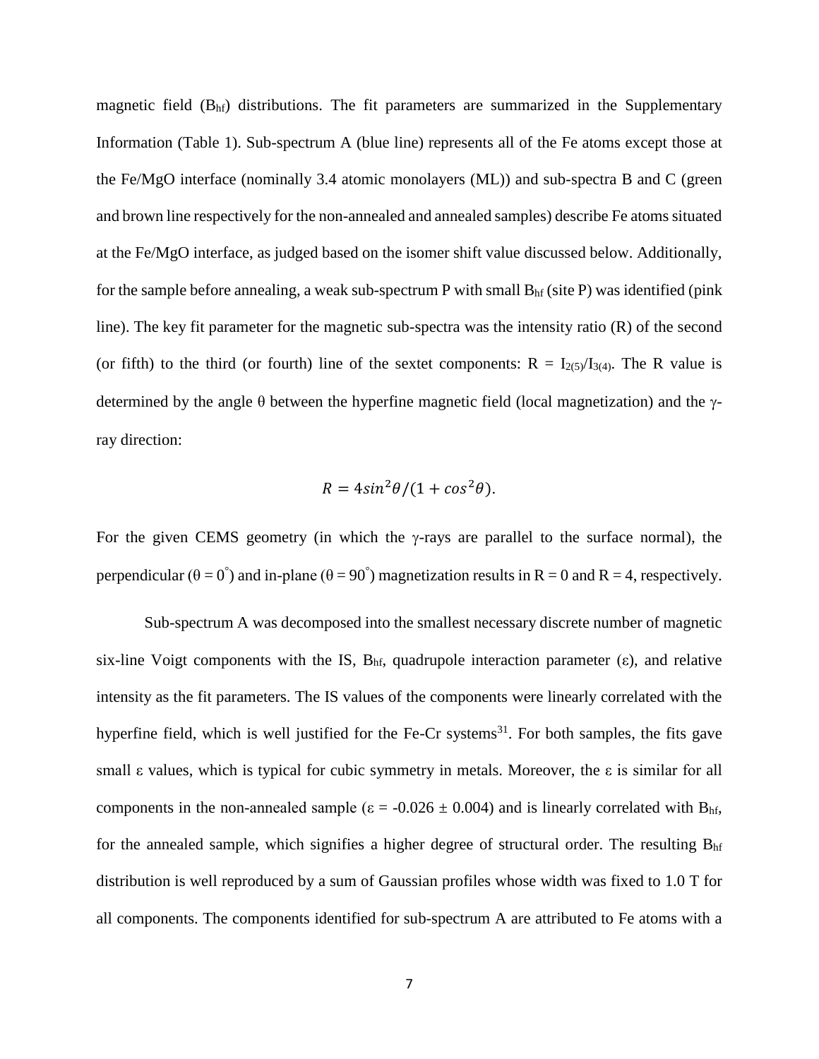magnetic field ($B_{hf}$) distributions. The fit parameters are summarized in the Supplementary Information (Table 1). Sub-spectrum A (blue line) represents all of the Fe atoms except those at the Fe/MgO interface (nominally 3.4 atomic monolayers (ML)) and sub-spectra B and C (green and brown line respectively for the non-annealed and annealed samples) describe Fe atoms situated at the Fe/MgO interface, as judged based on the isomer shift value discussed below. Additionally, for the sample before annealing, a weak sub-spectrum P with small $B_{hf}$ (site P) was identified (pink line). The key fit parameter for the magnetic sub-spectra was the intensity ratio (R) of the second (or fifth) to the third (or fourth) line of the sextet components: $R = I_{2(5)}/I_{3(4)}$. The R value is determined by the angle θ between the hyperfine magnetic field (local magnetization) and the γ-ray direction:

$$R = 4sin^2\theta/(1 + cos^2\theta).$$

For the given CEMS geometry (in which the γ-rays are parallel to the surface normal), the perpendicular ($\theta = 0^{\circ}$) and in-plane ($\theta = 90^{\circ}$) magnetization results in R = 0 and R = 4, respectively.

Sub-spectrum A was decomposed into the smallest necessary discrete number of magnetic six-line Voigt components with the IS, $B_{hf}$, quadrupole interaction parameter (ε), and relative intensity as the fit parameters. The IS values of the components were linearly correlated with the hyperfine field, which is well justified for the Fe-Cr systems[31]. For both samples, the fits gave small ε values, which is typical for cubic symmetry in metals. Moreover, the ε is similar for all components in the non-annealed sample ($\varepsilon = -0.026 \pm 0.004$) and is linearly correlated with $B_{hf}$, for the annealed sample, which signifies a higher degree of structural order. The resulting $B_{hf}$ distribution is well reproduced by a sum of Gaussian profiles whose width was fixed to 1.0 T for all components. The components identified for sub-spectrum A are attributed to Fe atoms with a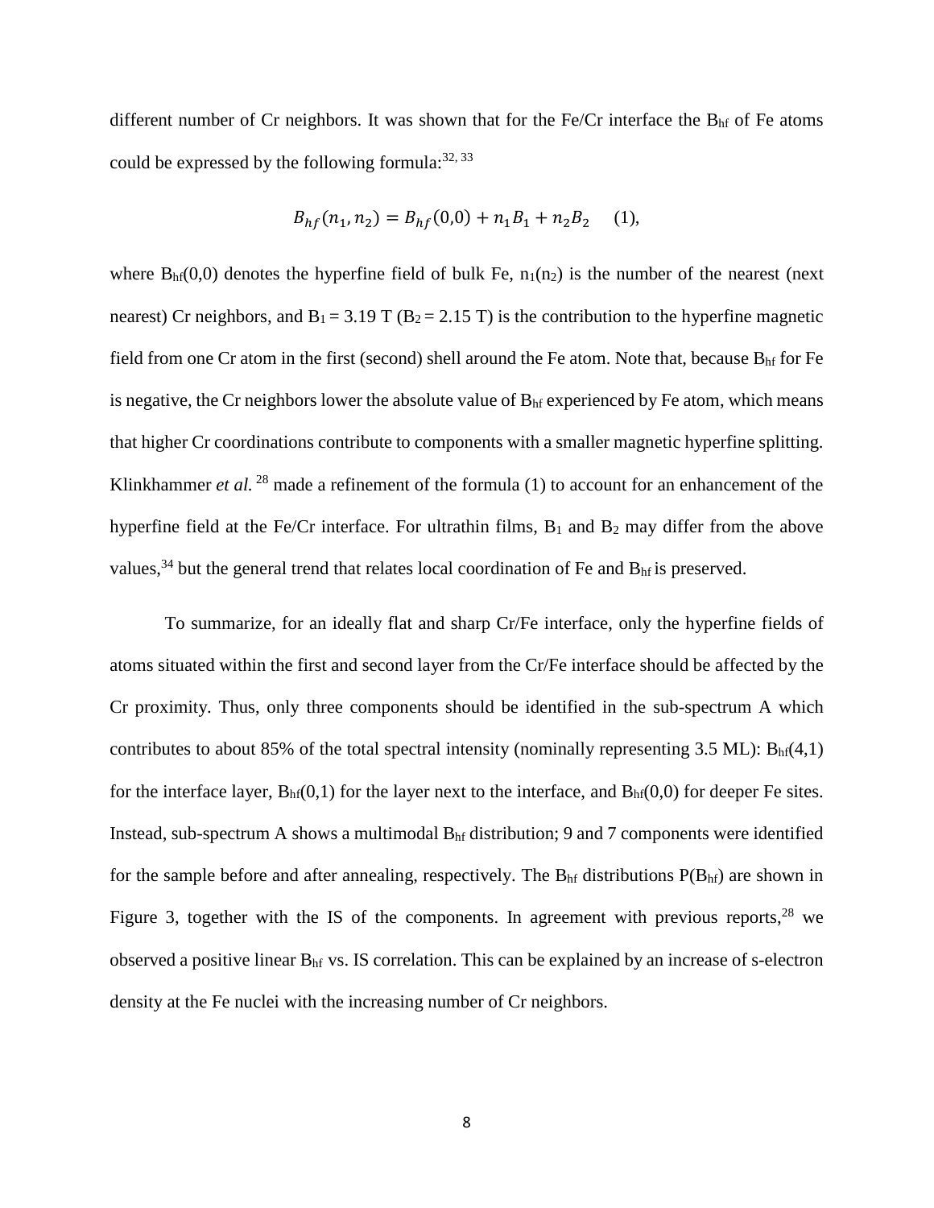different number of Cr neighbors. It was shown that for the Fe/Cr interface the $B_{hf}$ of Fe atoms could be expressed by the following formula:[32, 33]

$$B_{hf}(n_1, n_2) = B_{hf}(0,0) + n_1 B_1 + n_2 B_2 \quad (1),$$

where $B_{hf}(0,0)$ denotes the hyperfine field of bulk Fe, $n_1$($n_2$) is the number of the nearest (next nearest) Cr neighbors, and $B_1 = 3.19$ T ($B_2 = 2.15$ T) is the contribution to the hyperfine magnetic field from one Cr atom in the first (second) shell around the Fe atom. Note that, because $B_{hf}$ for Fe is negative, the Cr neighbors lower the absolute value of $B_{hf}$ experienced by Fe atom, which means that higher Cr coordinations contribute to components with a smaller magnetic hyperfine splitting. Klinkhammer *et al.*[28] made a refinement of the formula (1) to account for an enhancement of the hyperfine field at the Fe/Cr interface. For ultrathin films, $B_1$ and $B_2$ may differ from the above values,[34] but the general trend that relates local coordination of Fe and $B_{hf}$ is preserved.

To summarize, for an ideally flat and sharp Cr/Fe interface, only the hyperfine fields of atoms situated within the first and second layer from the Cr/Fe interface should be affected by the Cr proximity. Thus, only three components should be identified in the sub-spectrum A which contributes to about 85% of the total spectral intensity (nominally representing 3.5 ML): $B_{hf}(4,1)$ for the interface layer, $B_{hf}(0,1)$ for the layer next to the interface, and $B_{hf}(0,0)$ for deeper Fe sites. Instead, sub-spectrum A shows a multimodal $B_{hf}$ distribution; 9 and 7 components were identified for the sample before and after annealing, respectively. The $B_{hf}$ distributions $P(B_{hf})$ are shown in Figure 3, together with the IS of the components. In agreement with previous reports,[28] we observed a positive linear $B_{hf}$ vs. IS correlation. This can be explained by an increase of s-electron density at the Fe nuclei with the increasing number of Cr neighbors.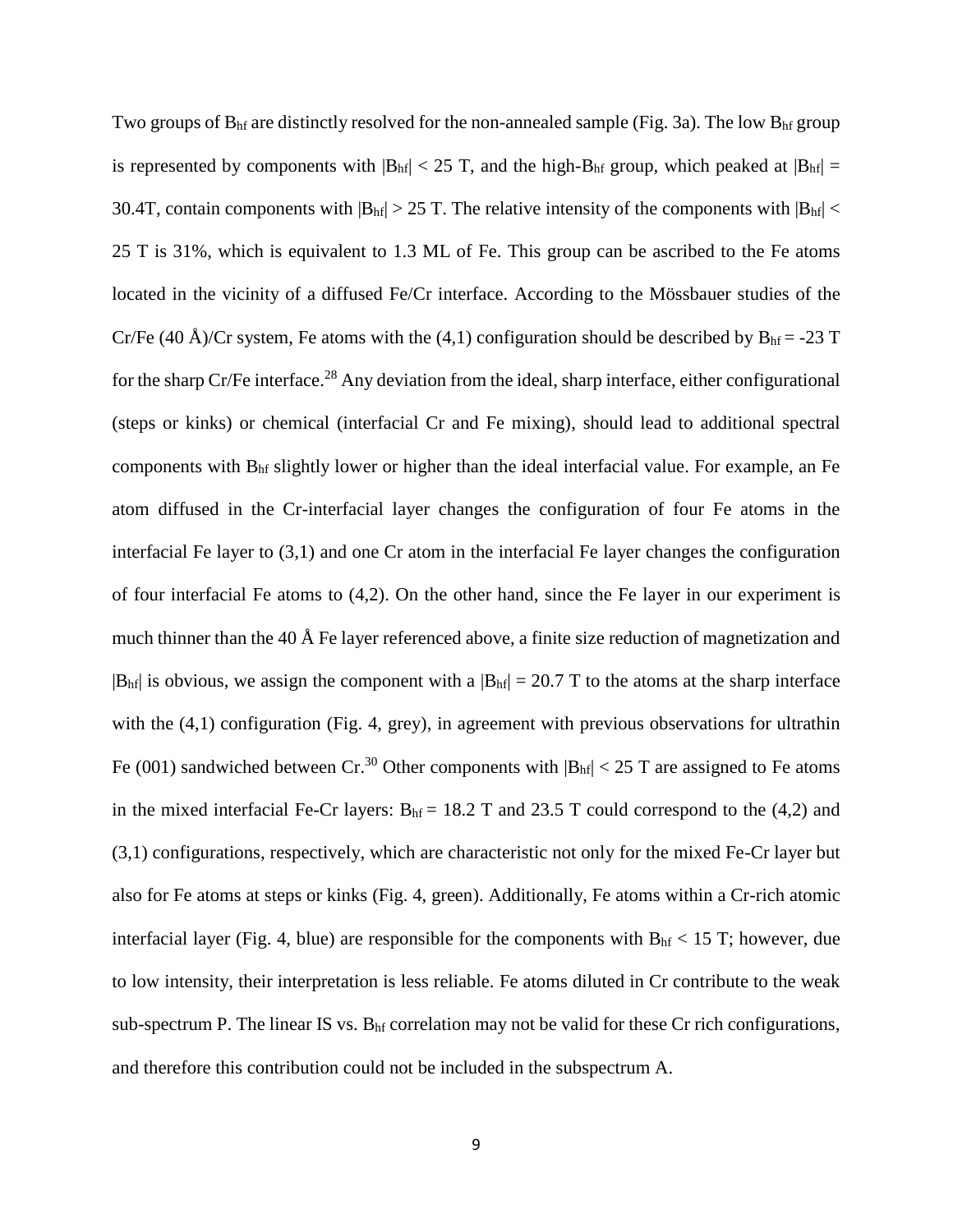Two groups of $B_{hf}$ are distinctly resolved for the non-annealed sample (Fig. 3a). The low $B_{hf}$ group is represented by components with $|B_{hf}| < 25$ T, and the high-$B_{hf}$ group, which peaked at $|B_{hf}| = 30.4$T, contain components with $|B_{hf}| > 25$ T. The relative intensity of the components with $|B_{hf}| < 25$ T is 31%, which is equivalent to 1.3 ML of Fe. This group can be ascribed to the Fe atoms located in the vicinity of a diffused Fe/Cr interface. According to the Mössbauer studies of the Cr/Fe (40 Å)/Cr system, Fe atoms with the (4,1) configuration should be described by $B_{hf} = -23$ T for the sharp Cr/Fe interface.[28] Any deviation from the ideal, sharp interface, either configurational (steps or kinks) or chemical (interfacial Cr and Fe mixing), should lead to additional spectral components with $B_{hf}$ slightly lower or higher than the ideal interfacial value. For example, an Fe atom diffused in the Cr-interfacial layer changes the configuration of four Fe atoms in the interfacial Fe layer to (3,1) and one Cr atom in the interfacial Fe layer changes the configuration of four interfacial Fe atoms to (4,2). On the other hand, since the Fe layer in our experiment is much thinner than the 40 Å Fe layer referenced above, a finite size reduction of magnetization and $|B_{hf}|$ is obvious, we assign the component with a $|B_{hf}| = 20.7$ T to the atoms at the sharp interface with the (4,1) configuration (Fig. 4, grey), in agreement with previous observations for ultrathin Fe (001) sandwiched between Cr.[30] Other components with $|B_{hf}| < 25$ T are assigned to Fe atoms in the mixed interfacial Fe-Cr layers: $B_{hf} = 18.2$ T and 23.5 T could correspond to the (4,2) and (3,1) configurations, respectively, which are characteristic not only for the mixed Fe-Cr layer but also for Fe atoms at steps or kinks (Fig. 4, green). Additionally, Fe atoms within a Cr-rich atomic interfacial layer (Fig. 4, blue) are responsible for the components with $B_{hf} < 15$ T; however, due to low intensity, their interpretation is less reliable. Fe atoms diluted in Cr contribute to the weak sub-spectrum P. The linear IS vs. $B_{hf}$ correlation may not be valid for these Cr rich configurations, and therefore this contribution could not be included in the subspectrum A.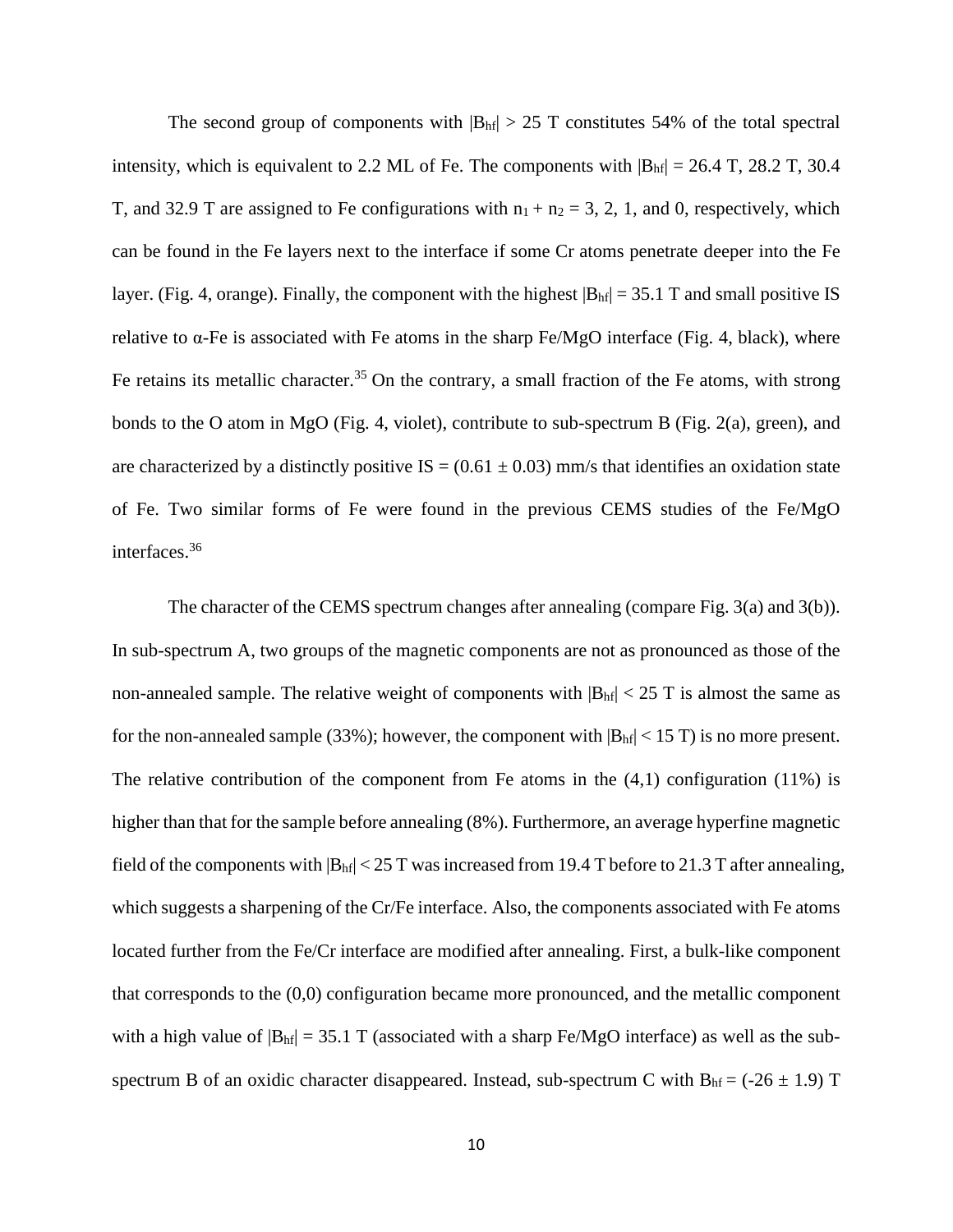The second group of components with $|B_{hf}| > 25$ T constitutes 54% of the total spectral intensity, which is equivalent to 2.2 ML of Fe. The components with $|B_{hf}| = 26.4$ T, 28.2 T, 30.4 T, and 32.9 T are assigned to Fe configurations with $n_1 + n_2 = 3$, 2, 1, and 0, respectively, which can be found in the Fe layers next to the interface if some Cr atoms penetrate deeper into the Fe layer. (Fig. 4, orange). Finally, the component with the highest $|B_{hf}| = 35.1$ T and small positive IS relative to α-Fe is associated with Fe atoms in the sharp Fe/MgO interface (Fig. 4, black), where Fe retains its metallic character.[35] On the contrary, a small fraction of the Fe atoms, with strong bonds to the O atom in MgO (Fig. 4, violet), contribute to sub-spectrum B (Fig. 2(a), green), and are characterized by a distinctly positive IS = $(0.61 \pm 0.03)$ mm/s that identifies an oxidation state of Fe. Two similar forms of Fe were found in the previous CEMS studies of the Fe/MgO interfaces.[36]

The character of the CEMS spectrum changes after annealing (compare Fig. 3(a) and 3(b)). In sub-spectrum A, two groups of the magnetic components are not as pronounced as those of the non-annealed sample. The relative weight of components with $|B_{hf}| < 25$ T is almost the same as for the non-annealed sample (33%); however, the component with $|B_{hf}| < 15$ T) is no more present. The relative contribution of the component from Fe atoms in the (4,1) configuration (11%) is higher than that for the sample before annealing (8%). Furthermore, an average hyperfine magnetic field of the components with $|B_{hf}| < 25$ T was increased from 19.4 T before to 21.3 T after annealing, which suggests a sharpening of the Cr/Fe interface. Also, the components associated with Fe atoms located further from the Fe/Cr interface are modified after annealing. First, a bulk-like component that corresponds to the (0,0) configuration became more pronounced, and the metallic component with a high value of $|B_{hf}| = 35.1$ T (associated with a sharp Fe/MgO interface) as well as the sub-spectrum B of an oxidic character disappeared. Instead, sub-spectrum C with $B_{hf} = (-26 \pm 1.9)$ T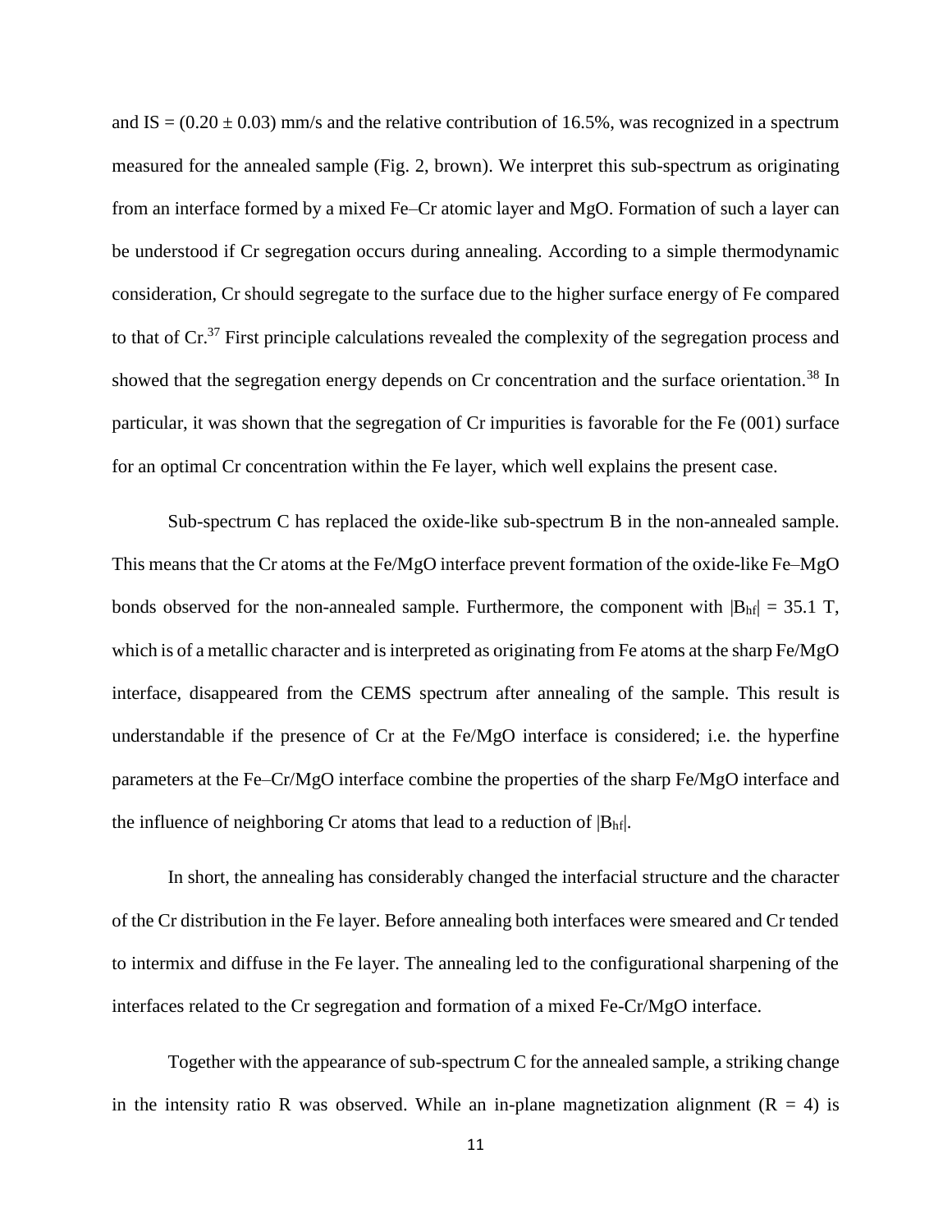and IS = $(0.20 \pm 0.03)$ mm/s and the relative contribution of 16.5%, was recognized in a spectrum measured for the annealed sample (Fig. 2, brown). We interpret this sub-spectrum as originating from an interface formed by a mixed Fe–Cr atomic layer and MgO. Formation of such a layer can be understood if Cr segregation occurs during annealing. According to a simple thermodynamic consideration, Cr should segregate to the surface due to the higher surface energy of Fe compared to that of Cr.[37] First principle calculations revealed the complexity of the segregation process and showed that the segregation energy depends on Cr concentration and the surface orientation.[38] In particular, it was shown that the segregation of Cr impurities is favorable for the Fe (001) surface for an optimal Cr concentration within the Fe layer, which well explains the present case.

Sub-spectrum C has replaced the oxide-like sub-spectrum B in the non-annealed sample. This means that the Cr atoms at the Fe/MgO interface prevent formation of the oxide-like Fe–MgO bonds observed for the non-annealed sample. Furthermore, the component with $|B_{hf}| = 35.1$ T, which is of a metallic character and is interpreted as originating from Fe atoms at the sharp Fe/MgO interface, disappeared from the CEMS spectrum after annealing of the sample. This result is understandable if the presence of Cr at the Fe/MgO interface is considered; i.e. the hyperfine parameters at the Fe–Cr/MgO interface combine the properties of the sharp Fe/MgO interface and the influence of neighboring Cr atoms that lead to a reduction of $|B_{hf}|$.

In short, the annealing has considerably changed the interfacial structure and the character of the Cr distribution in the Fe layer. Before annealing both interfaces were smeared and Cr tended to intermix and diffuse in the Fe layer. The annealing led to the configurational sharpening of the interfaces related to the Cr segregation and formation of a mixed Fe-Cr/MgO interface.

Together with the appearance of sub-spectrum C for the annealed sample, a striking change in the intensity ratio R was observed. While an in-plane magnetization alignment ($R = 4$) is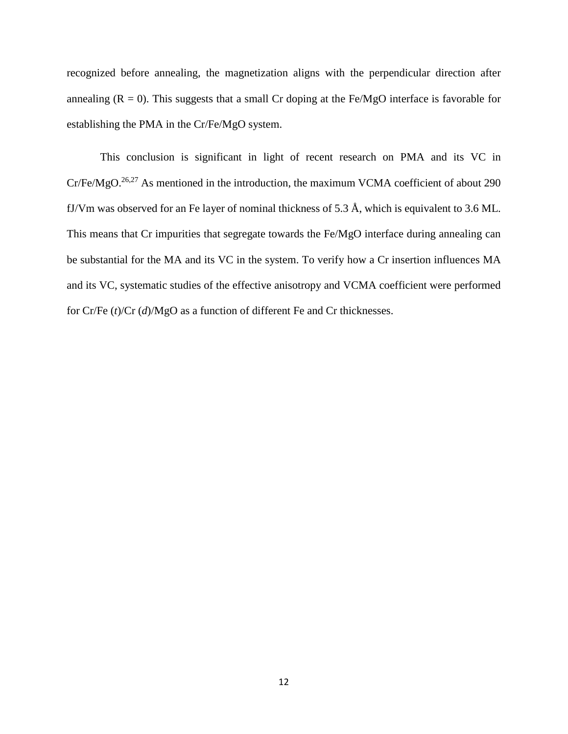recognized before annealing, the magnetization aligns with the perpendicular direction after annealing ($R = 0$). This suggests that a small Cr doping at the Fe/MgO interface is favorable for establishing the PMA in the Cr/Fe/MgO system.

This conclusion is significant in light of recent research on PMA and its VC in Cr/Fe/MgO.[26,27] As mentioned in the introduction, the maximum VCMA coefficient of about 290 fJ/Vm was observed for an Fe layer of nominal thickness of 5.3 Å, which is equivalent to 3.6 ML. This means that Cr impurities that segregate towards the Fe/MgO interface during annealing can be substantial for the MA and its VC in the system. To verify how a Cr insertion influences MA and its VC, systematic studies of the effective anisotropy and VCMA coefficient were performed for Cr/Fe ($t$)/Cr ($d$)/MgO as a function of different Fe and Cr thicknesses.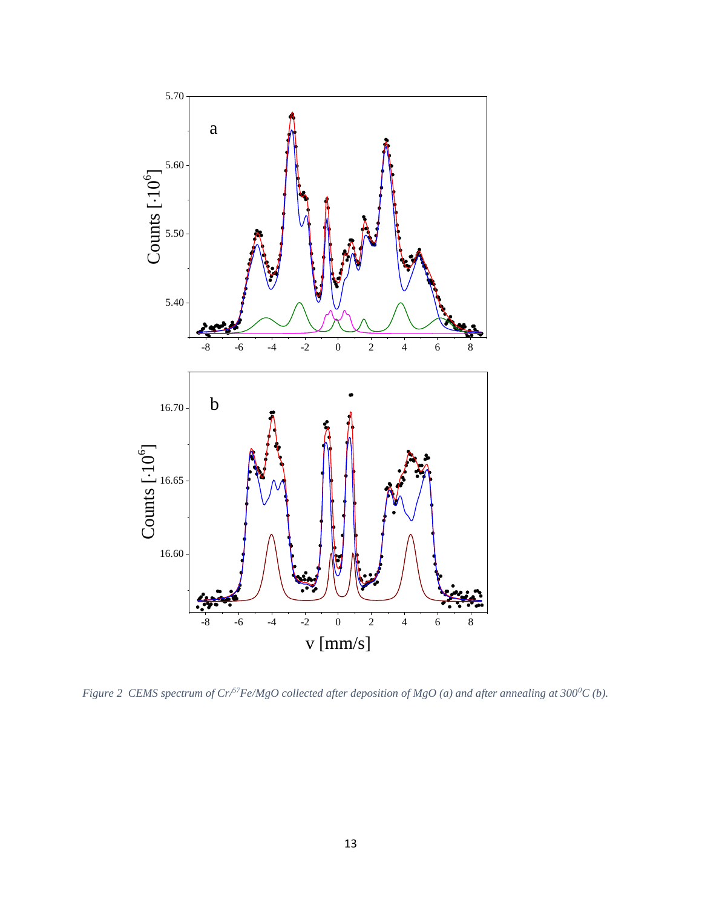*Figure 2  CEMS spectrum of Cr/$^{57}$Fe/MgO collected after deposition of MgO (a) and after annealing at 300$^{0}$C (b).*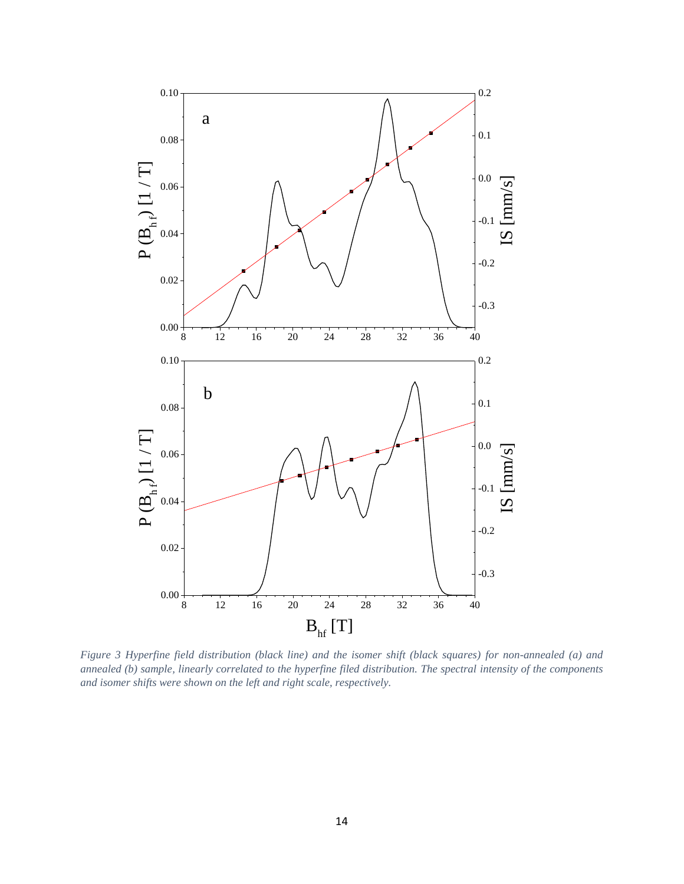*Figure 3 Hyperfine field distribution (black line) and the isomer shift (black squares) for non-annealed (a) and annealed (b) sample, linearly correlated to the hyperfine filed distribution. The spectral intensity of the components and isomer shifts were shown on the left and right scale, respectively.*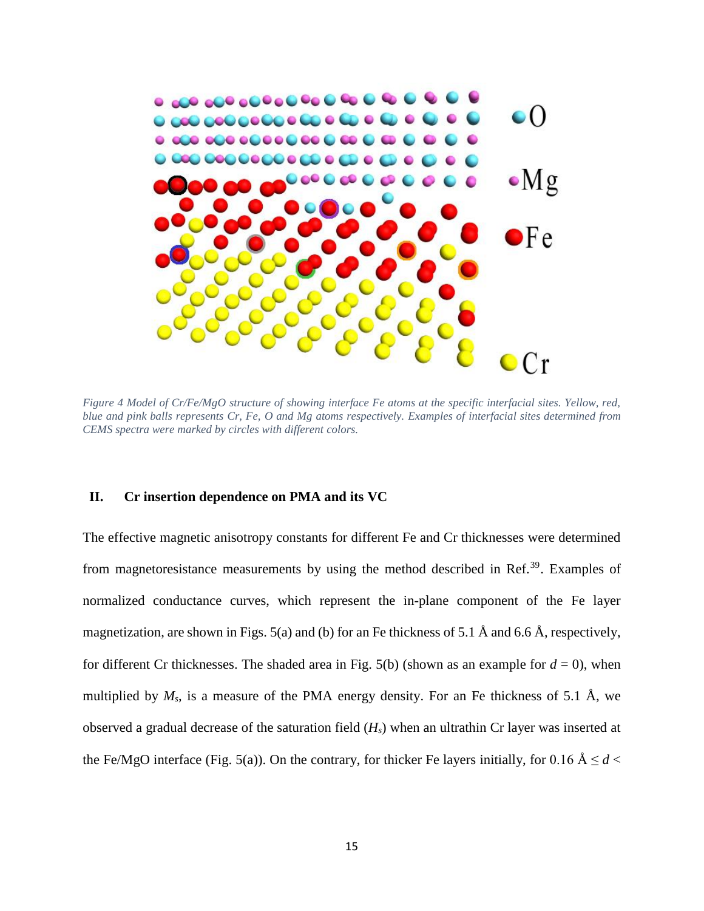Figure 4 Model of Cr/Fe/MgO structure of showing interface Fe atoms at the specific interfacial sites. Yellow, red, blue and pink balls represents Cr, Fe, O and Mg atoms respectively. Examples of interfacial sites determined from CEMS spectra were marked by circles with different colors.

## II. Cr insertion dependence on PMA and its VC

The effective magnetic anisotropy constants for different Fe and Cr thicknesses were determined from magnetoresistance measurements by using the method described in Ref.[39]. Examples of normalized conductance curves, which represent the in-plane component of the Fe layer magnetization, are shown in Figs. 5(a) and (b) for an Fe thickness of 5.1 Å and 6.6 Å, respectively, for different Cr thicknesses. The shaded area in Fig. 5(b) (shown as an example for $d = 0$), when multiplied by $M_s$, is a measure of the PMA energy density. For an Fe thickness of 5.1 Å, we observed a gradual decrease of the saturation field ($H_s$) when an ultrathin Cr layer was inserted at the Fe/MgO interface (Fig. 5(a)). On the contrary, for thicker Fe layers initially, for 0.16 Å $\leq d <$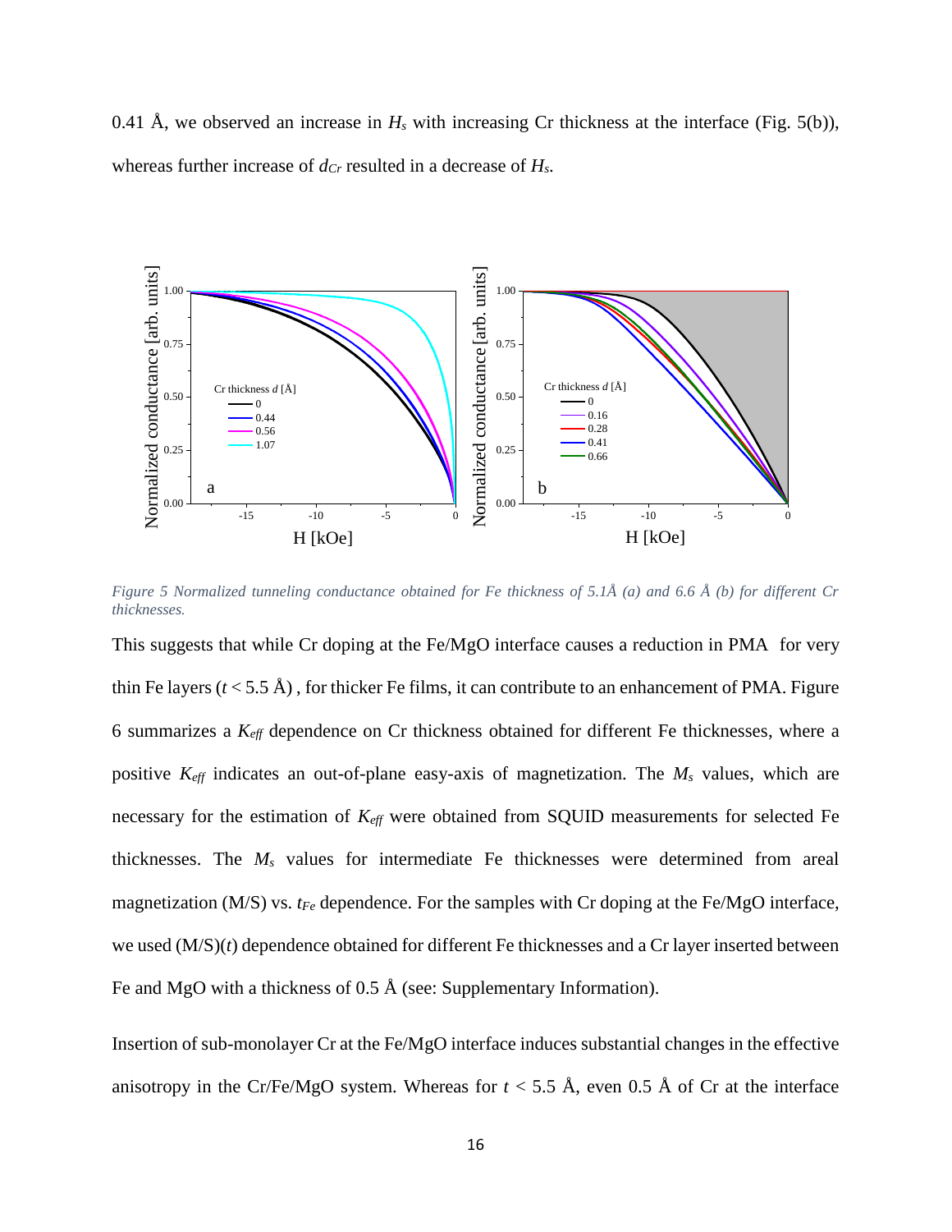0.41 Å, we observed an increase in $H_s$ with increasing Cr thickness at the interface (Fig. 5(b)), whereas further increase of $d_{Cr}$ resulted in a decrease of $H_s$.

*Figure 5 Normalized tunneling conductance obtained for Fe thickness of 5.1Å (a) and 6.6 Å (b) for different Cr thicknesses.*

This suggests that while Cr doping at the Fe/MgO interface causes a reduction in PMA for very thin Fe layers ($t < 5.5$ Å), for thicker Fe films, it can contribute to an enhancement of PMA. Figure 6 summarizes a $K_{eff}$ dependence on Cr thickness obtained for different Fe thicknesses, where a positive $K_{eff}$ indicates an out-of-plane easy-axis of magnetization. The $M_s$ values, which are necessary for the estimation of $K_{eff}$ were obtained from SQUID measurements for selected Fe thicknesses. The $M_s$ values for intermediate Fe thicknesses were determined from areal magnetization (M/S) vs. $t_{Fe}$ dependence. For the samples with Cr doping at the Fe/MgO interface, we used (M/S)($t$) dependence obtained for different Fe thicknesses and a Cr layer inserted between Fe and MgO with a thickness of 0.5 Å (see: Supplementary Information).

Insertion of sub-monolayer Cr at the Fe/MgO interface induces substantial changes in the effective anisotropy in the Cr/Fe/MgO system. Whereas for $t < 5.5$ Å, even 0.5 Å of Cr at the interface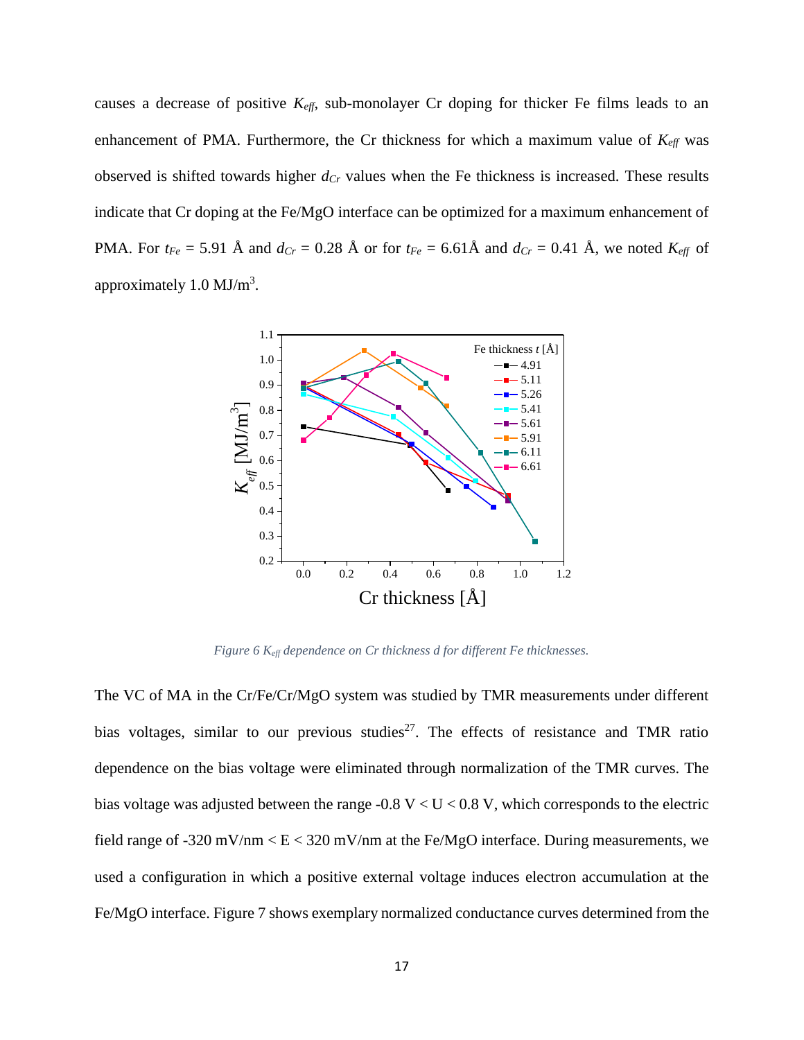causes a decrease of positive $K_{eff}$, sub-monolayer Cr doping for thicker Fe films leads to an enhancement of PMA. Furthermore, the Cr thickness for which a maximum value of $K_{eff}$ was observed is shifted towards higher $d_{Cr}$ values when the Fe thickness is increased. These results indicate that Cr doping at the Fe/MgO interface can be optimized for a maximum enhancement of PMA. For $t_{Fe}$ = 5.91 Å and $d_{Cr}$ = 0.28 Å or for $t_{Fe}$ = 6.61Å and $d_{Cr}$ = 0.41 Å, we noted $K_{eff}$ of approximately 1.0 MJ/m$^3$.

*Figure 6 $K_{eff}$ dependence on Cr thickness d for different Fe thicknesses.*

The VC of MA in the Cr/Fe/Cr/MgO system was studied by TMR measurements under different bias voltages, similar to our previous studies[27]. The effects of resistance and TMR ratio dependence on the bias voltage were eliminated through normalization of the TMR curves. The bias voltage was adjusted between the range -0.8 V < U < 0.8 V, which corresponds to the electric field range of -320 mV/nm < E < 320 mV/nm at the Fe/MgO interface. During measurements, we used a configuration in which a positive external voltage induces electron accumulation at the Fe/MgO interface. Figure 7 shows exemplary normalized conductance curves determined from the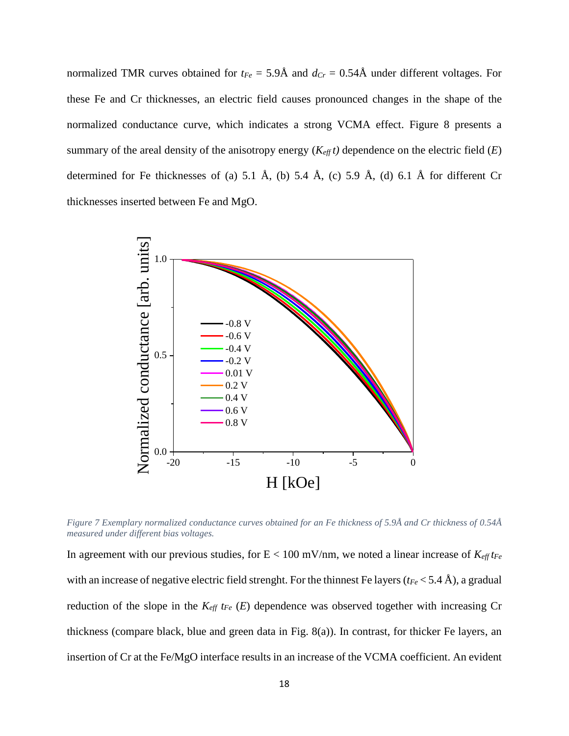normalized TMR curves obtained for $t_{Fe}$ = 5.9Å and $d_{Cr}$ = 0.54Å under different voltages. For these Fe and Cr thicknesses, an electric field causes pronounced changes in the shape of the normalized conductance curve, which indicates a strong VCMA effect. Figure 8 presents a summary of the areal density of the anisotropy energy ($K_{eff}\, t$) dependence on the electric field ($E$) determined for Fe thicknesses of (a) 5.1 Å, (b) 5.4 Å, (c) 5.9 Å, (d) 6.1 Å for different Cr thicknesses inserted between Fe and MgO.

*Figure 7 Exemplary normalized conductance curves obtained for an Fe thickness of 5.9Å and Cr thickness of 0.54Å measured under different bias voltages.*

In agreement with our previous studies, for E < 100 mV/nm, we noted a linear increase of $K_{eff}\, t_{Fe}$ with an increase of negative electric field strenght. For the thinnest Fe layers ($t_{Fe}$ < 5.4 Å), a gradual reduction of the slope in the $K_{eff}$ $t_{Fe}$ ($E$) dependence was observed together with increasing Cr thickness (compare black, blue and green data in Fig. 8(a)). In contrast, for thicker Fe layers, an insertion of Cr at the Fe/MgO interface results in an increase of the VCMA coefficient. An evident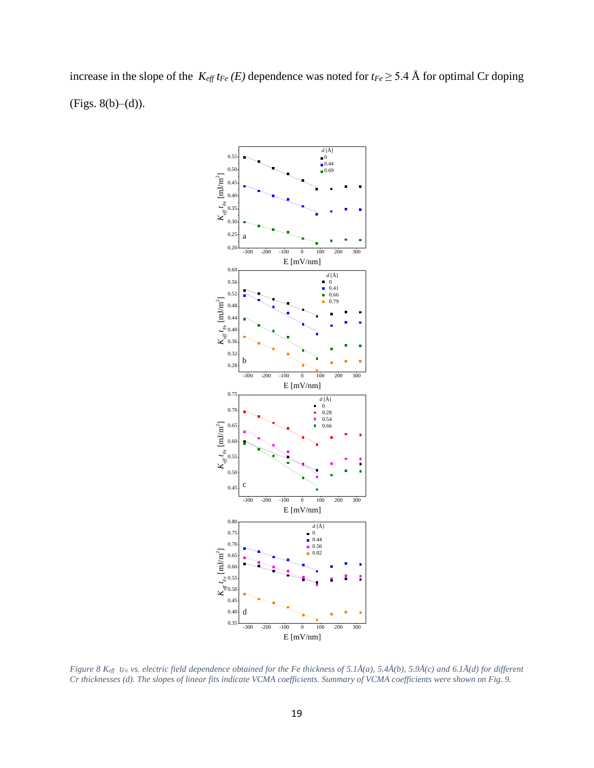increase in the slope of the $K_{eff}\, t_{Fe}\, (E)$ dependence was noted for $t_{Fe} \geq 5.4$ Å for optimal Cr doping (Figs. 8(b)–(d)).

*Figure 8 $K_{eff}\ t_{Fe}$ vs. electric field dependence obtained for the Fe thickness of 5.1Å(a), 5.4Å(b), 5.9Å(c) and 6.1Å(d) for different Cr thicknesses (d). The slopes of linear fits indicate VCMA coefficients. Summary of VCMA coefficients were shown on Fig. 9.*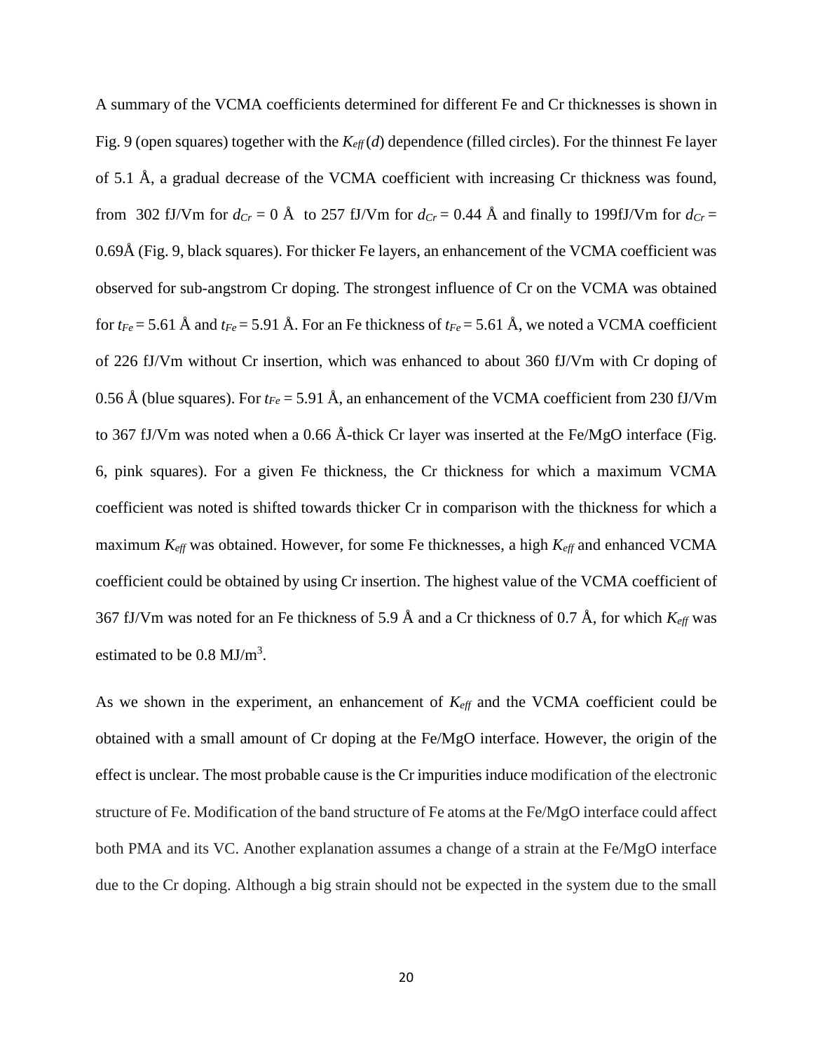A summary of the VCMA coefficients determined for different Fe and Cr thicknesses is shown in Fig. 9 (open squares) together with the $K_{eff}(d)$ dependence (filled circles). For the thinnest Fe layer of 5.1 Å, a gradual decrease of the VCMA coefficient with increasing Cr thickness was found, from 302 fJ/Vm for $d_{Cr}$ = 0 Å to 257 fJ/Vm for $d_{Cr}$ = 0.44 Å and finally to 199fJ/Vm for $d_{Cr}$ = 0.69Å (Fig. 9, black squares). For thicker Fe layers, an enhancement of the VCMA coefficient was observed for sub-angstrom Cr doping. The strongest influence of Cr on the VCMA was obtained for $t_{Fe}$ = 5.61 Å and $t_{Fe}$ = 5.91 Å. For an Fe thickness of $t_{Fe}$ = 5.61 Å, we noted a VCMA coefficient of 226 fJ/Vm without Cr insertion, which was enhanced to about 360 fJ/Vm with Cr doping of 0.56 Å (blue squares). For $t_{Fe}$ = 5.91 Å, an enhancement of the VCMA coefficient from 230 fJ/Vm to 367 fJ/Vm was noted when a 0.66 Å-thick Cr layer was inserted at the Fe/MgO interface (Fig. 6, pink squares). For a given Fe thickness, the Cr thickness for which a maximum VCMA coefficient was noted is shifted towards thicker Cr in comparison with the thickness for which a maximum $K_{eff}$ was obtained. However, for some Fe thicknesses, a high $K_{eff}$ and enhanced VCMA coefficient could be obtained by using Cr insertion. The highest value of the VCMA coefficient of 367 fJ/Vm was noted for an Fe thickness of 5.9 Å and a Cr thickness of 0.7 Å, for which $K_{eff}$ was estimated to be 0.8 MJ/m$^3$.

As we shown in the experiment, an enhancement of $K_{eff}$ and the VCMA coefficient could be obtained with a small amount of Cr doping at the Fe/MgO interface. However, the origin of the effect is unclear. The most probable cause is the Cr impurities induce modification of the electronic structure of Fe. Modification of the band structure of Fe atoms at the Fe/MgO interface could affect both PMA and its VC. Another explanation assumes a change of a strain at the Fe/MgO interface due to the Cr doping. Although a big strain should not be expected in the system due to the small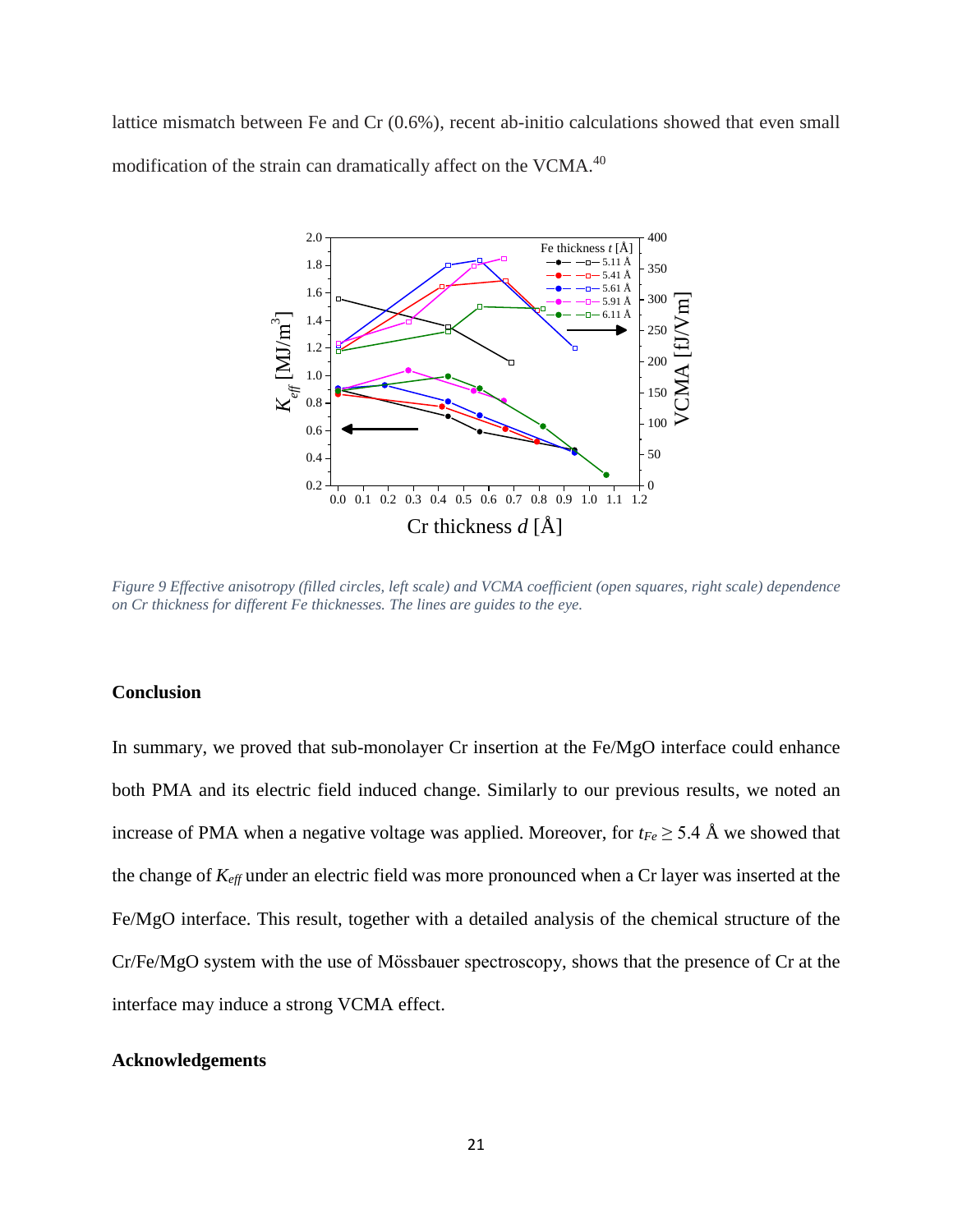lattice mismatch between Fe and Cr (0.6%), recent ab-initio calculations showed that even small modification of the strain can dramatically affect on the VCMA.[40]

*Figure 9 Effective anisotropy (filled circles, left scale) and VCMA coefficient (open squares, right scale) dependence on Cr thickness for different Fe thicknesses. The lines are guides to the eye.*

## Conclusion

In summary, we proved that sub-monolayer Cr insertion at the Fe/MgO interface could enhance both PMA and its electric field induced change. Similarly to our previous results, we noted an increase of PMA when a negative voltage was applied. Moreover, for $t_{Fe} \geq 5.4$ Å we showed that the change of $K_{eff}$ under an electric field was more pronounced when a Cr layer was inserted at the Fe/MgO interface. This result, together with a detailed analysis of the chemical structure of the Cr/Fe/MgO system with the use of Mössbauer spectroscopy, shows that the presence of Cr at the interface may induce a strong VCMA effect.

## Acknowledgements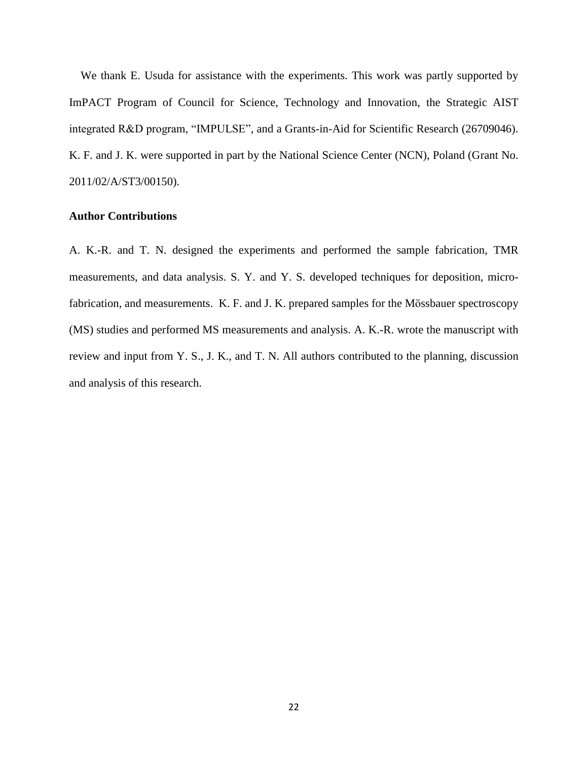We thank E. Usuda for assistance with the experiments. This work was partly supported by ImPACT Program of Council for Science, Technology and Innovation, the Strategic AIST integrated R&D program, "IMPULSE", and a Grants-in-Aid for Scientific Research (26709046). K. F. and J. K. were supported in part by the National Science Center (NCN), Poland (Grant No. 2011/02/A/ST3/00150).

**Author Contributions**

A. K.-R. and T. N. designed the experiments and performed the sample fabrication, TMR measurements, and data analysis. S. Y. and Y. S. developed techniques for deposition, micro-fabrication, and measurements. K. F. and J. K. prepared samples for the Mössbauer spectroscopy (MS) studies and performed MS measurements and analysis. A. K.-R. wrote the manuscript with review and input from Y. S., J. K., and T. N. All authors contributed to the planning, discussion and analysis of this research.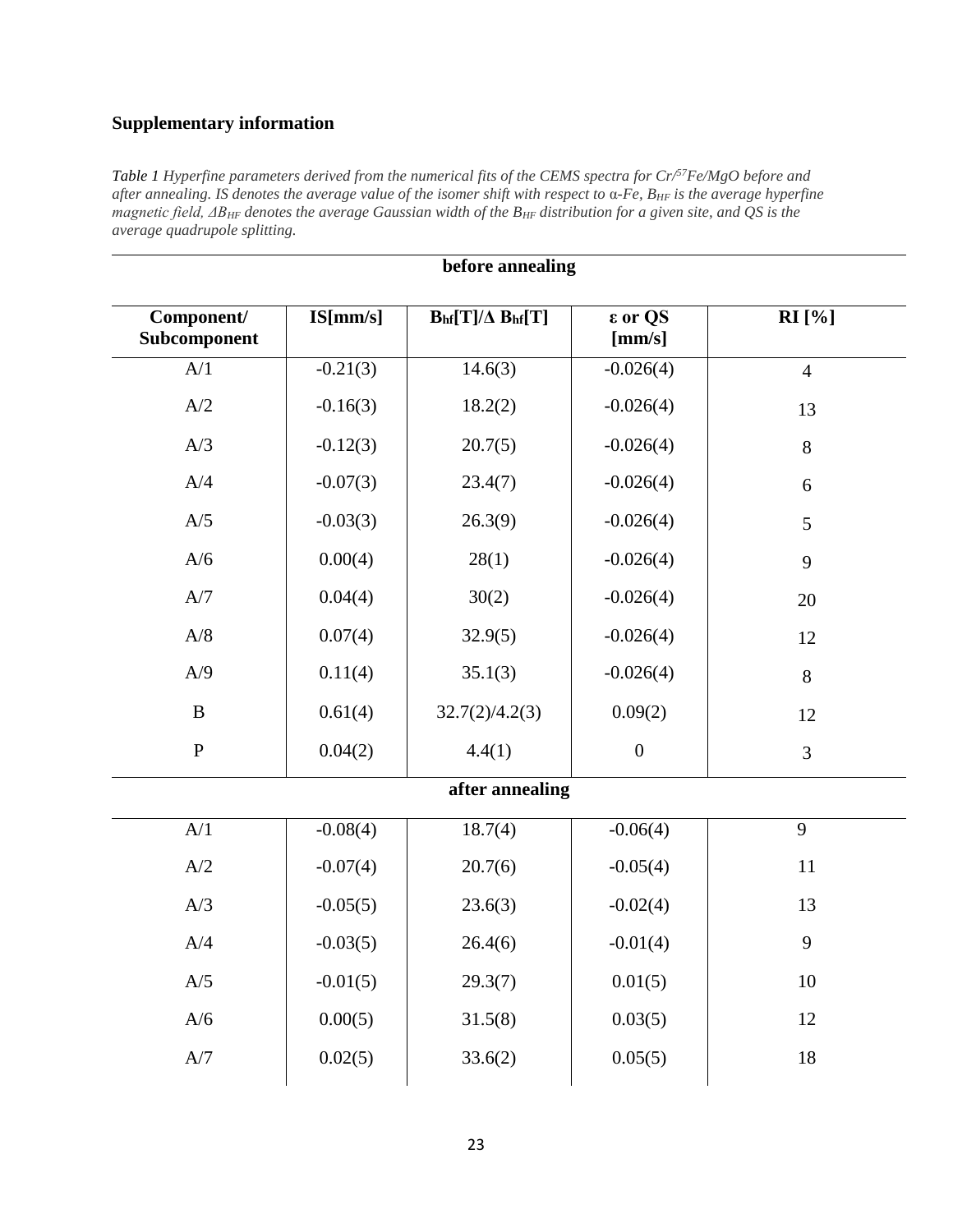## Supplementary information

*Table 1 Hyperfine parameters derived from the numerical fits of the CEMS spectra for Cr/$^{57}$Fe/MgO before and after annealing. IS denotes the average value of the isomer shift with respect to α-Fe, $B_{HF}$ is the average hyperfine magnetic field, $\Delta B_{HF}$ denotes the average Gaussian width of the $B_{HF}$ distribution for a given site, and QS is the average quadrupole splitting.*

| before annealing | | | | |
|---|---|---|---|---|
| **Component/ Subcomponent** | **IS[mm/s]** | **$B_{hf}$[T]/Δ $B_{hf}$[T]** | **ε or QS [mm/s]** | **RI [%]** |
| A/1 | -0.21(3) | 14.6(3) | -0.026(4) | 4 |
| A/2 | -0.16(3) | 18.2(2) | -0.026(4) | 13 |
| A/3 | -0.12(3) | 20.7(5) | -0.026(4) | 8 |
| A/4 | -0.07(3) | 23.4(7) | -0.026(4) | 6 |
| A/5 | -0.03(3) | 26.3(9) | -0.026(4) | 5 |
| A/6 | 0.00(4) | 28(1) | -0.026(4) | 9 |
| A/7 | 0.04(4) | 30(2) | -0.026(4) | 20 |
| A/8 | 0.07(4) | 32.9(5) | -0.026(4) | 12 |
| A/9 | 0.11(4) | 35.1(3) | -0.026(4) | 8 |
| B | 0.61(4) | 32.7(2)/4.2(3) | 0.09(2) | 12 |
| P | 0.04(2) | 4.4(1) | 0 | 3 |
| **after annealing** | | | | |
| A/1 | -0.08(4) | 18.7(4) | -0.06(4) | 9 |
| A/2 | -0.07(4) | 20.7(6) | -0.05(4) | 11 |
| A/3 | -0.05(5) | 23.6(3) | -0.02(4) | 13 |
| A/4 | -0.03(5) | 26.4(6) | -0.01(4) | 9 |
| A/5 | -0.01(5) | 29.3(7) | 0.01(5) | 10 |
| A/6 | 0.00(5) | 31.5(8) | 0.03(5) | 12 |
| A/7 | 0.02(5) | 33.6(2) | 0.05(5) | 18 |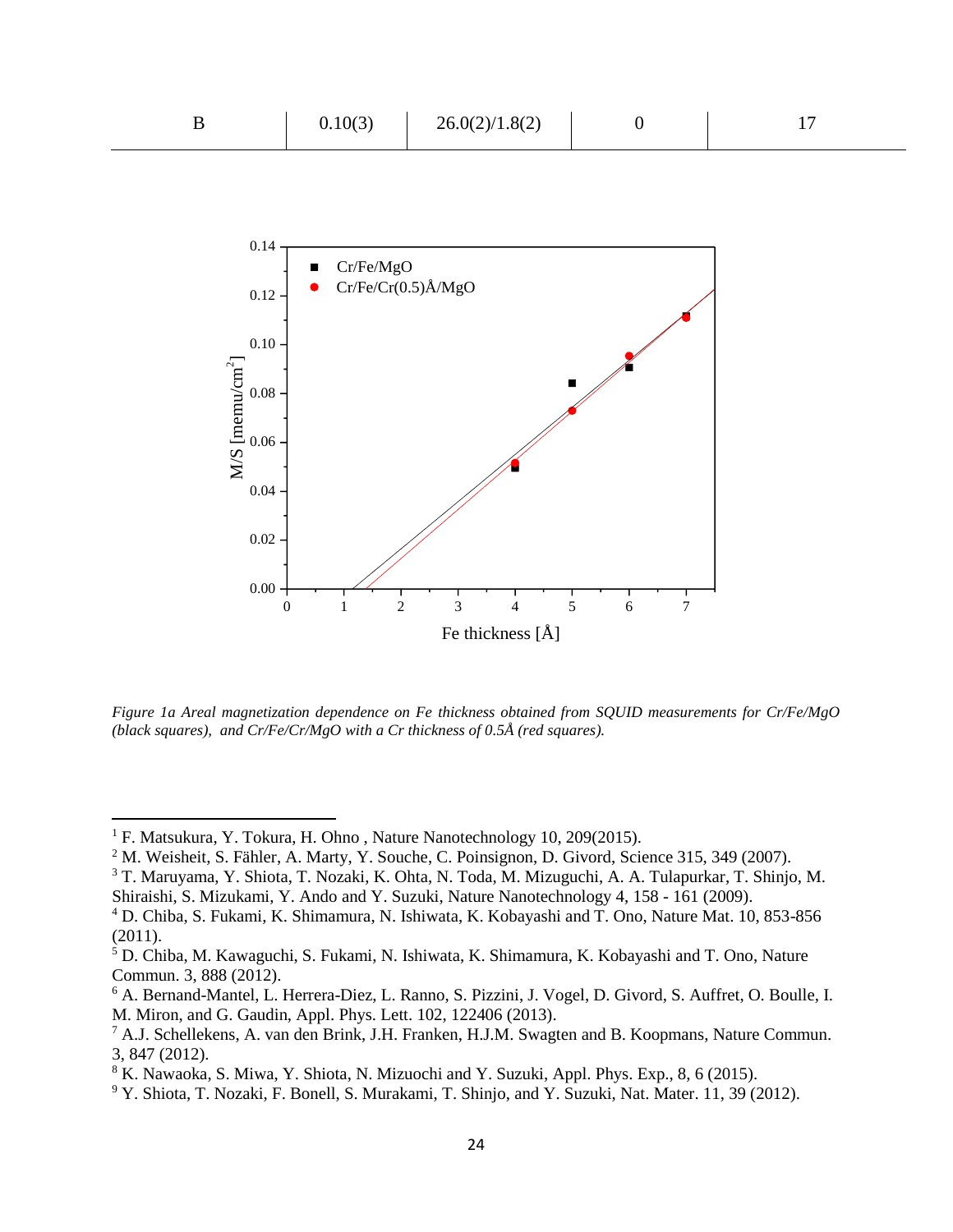| B | 0.10(3) | 26.0(2)/1.8(2) | 0 | 17 |
|---|---|---|---|---|

*Figure 1a Areal magnetization dependence on Fe thickness obtained from SQUID measurements for Cr/Fe/MgO (black squares), and Cr/Fe/Cr/MgO with a Cr thickness of 0.5Å (red squares).*

---

[1] F. Matsukura, Y. Tokura, H. Ohno , Nature Nanotechnology 10, 209(2015).
[2] M. Weisheit, S. Fähler, A. Marty, Y. Souche, C. Poinsignon, D. Givord, Science 315, 349 (2007).
[3] T. Maruyama, Y. Shiota, T. Nozaki, K. Ohta, N. Toda, M. Mizuguchi, A. A. Tulapurkar, T. Shinjo, M. Shiraishi, S. Mizukami, Y. Ando and Y. Suzuki, Nature Nanotechnology 4, 158 - 161 (2009).
[4] D. Chiba, S. Fukami, K. Shimamura, N. Ishiwata, K. Kobayashi and T. Ono, Nature Mat. 10, 853-856 (2011).
[5] D. Chiba, M. Kawaguchi, S. Fukami, N. Ishiwata, K. Shimamura, K. Kobayashi and T. Ono, Nature Commun. 3, 888 (2012).
[6] A. Bernand-Mantel, L. Herrera-Diez, L. Ranno, S. Pizzini, J. Vogel, D. Givord, S. Auffret, O. Boulle, I. M. Miron, and G. Gaudin, Appl. Phys. Lett. 102, 122406 (2013).
[7] A.J. Schellekens, A. van den Brink, J.H. Franken, H.J.M. Swagten and B. Koopmans, Nature Commun. 3, 847 (2012).
[8] K. Nawaoka, S. Miwa, Y. Shiota, N. Mizuochi and Y. Suzuki, Appl. Phys. Exp., 8, 6 (2015).
[9] Y. Shiota, T. Nozaki, F. Bonell, S. Murakami, T. Shinjo, and Y. Suzuki, Nat. Mater. 11, 39 (2012).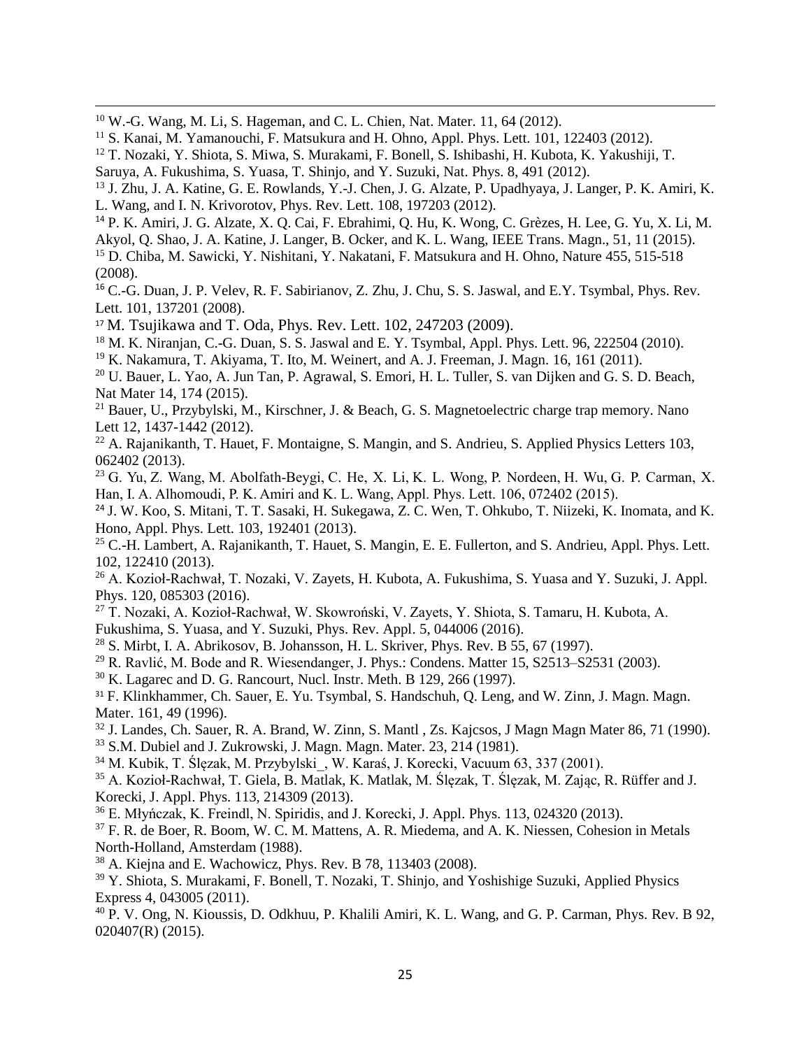[10] W.-G. Wang, M. Li, S. Hageman, and C. L. Chien, Nat. Mater. 11, 64 (2012).

[11] S. Kanai, M. Yamanouchi, F. Matsukura and H. Ohno, Appl. Phys. Lett. 101, 122403 (2012).

[12] T. Nozaki, Y. Shiota, S. Miwa, S. Murakami, F. Bonell, S. Ishibashi, H. Kubota, K. Yakushiji, T. Saruya, A. Fukushima, S. Yuasa, T. Shinjo, and Y. Suzuki, Nat. Phys. 8, 491 (2012).

[13] J. Zhu, J. A. Katine, G. E. Rowlands, Y.-J. Chen, J. G. Alzate, P. Upadhyaya, J. Langer, P. K. Amiri, K. L. Wang, and I. N. Krivorotov, Phys. Rev. Lett. 108, 197203 (2012).

[14] P. K. Amiri, J. G. Alzate, X. Q. Cai, F. Ebrahimi, Q. Hu, K. Wong, C. Grèzes, H. Lee, G. Yu, X. Li, M. Akyol, Q. Shao, J. A. Katine, J. Langer, B. Ocker, and K. L. Wang, IEEE Trans. Magn., 51, 11 (2015).

[15] D. Chiba, M. Sawicki, Y. Nishitani, Y. Nakatani, F. Matsukura and H. Ohno, Nature 455, 515-518 (2008).

[16] C.-G. Duan, J. P. Velev, R. F. Sabirianov, Z. Zhu, J. Chu, S. S. Jaswal, and E.Y. Tsymbal, Phys. Rev. Lett. 101, 137201 (2008).

[17] M. Tsujikawa and T. Oda, Phys. Rev. Lett. 102, 247203 (2009).

[18] M. K. Niranjan, C.-G. Duan, S. S. Jaswal and E. Y. Tsymbal, Appl. Phys. Lett. 96, 222504 (2010).

[19] K. Nakamura, T. Akiyama, T. Ito, M. Weinert, and A. J. Freeman, J. Magn. 16, 161 (2011).

[20] U. Bauer, L. Yao, A. Jun Tan, P. Agrawal, S. Emori, H. L. Tuller, S. van Dijken and G. S. D. Beach, Nat Mater 14, 174 (2015).

[21] Bauer, U., Przybylski, M., Kirschner, J. & Beach, G. S. Magnetoelectric charge trap memory. Nano Lett 12, 1437-1442 (2012).

[22] A. Rajanikanth, T. Hauet, F. Montaigne, S. Mangin, and S. Andrieu, S. Applied Physics Letters 103, 062402 (2013).

[23] G. Yu, Z. Wang, M. Abolfath-Beygi, C. He, X. Li, K. L. Wong, P. Nordeen, H. Wu, G. P. Carman, X. Han, I. A. Alhomoudi, P. K. Amiri and K. L. Wang, Appl. Phys. Lett. 106, 072402 (2015).

[24] J. W. Koo, S. Mitani, T. T. Sasaki, H. Sukegawa, Z. C. Wen, T. Ohkubo, T. Niizeki, K. Inomata, and K. Hono, Appl. Phys. Lett. 103, 192401 (2013).

[25] C.-H. Lambert, A. Rajanikanth, T. Hauet, S. Mangin, E. E. Fullerton, and S. Andrieu, Appl. Phys. Lett. 102, 122410 (2013).

[26] A. Kozioł-Rachwał, T. Nozaki, V. Zayets, H. Kubota, A. Fukushima, S. Yuasa and Y. Suzuki, J. Appl. Phys. 120, 085303 (2016).

[27] T. Nozaki, A. Kozioł-Rachwał, W. Skowroński, V. Zayets, Y. Shiota, S. Tamaru, H. Kubota, A. Fukushima, S. Yuasa, and Y. Suzuki, Phys. Rev. Appl. 5, 044006 (2016).

[28] S. Mirbt, I. A. Abrikosov, B. Johansson, H. L. Skriver, Phys. Rev. B 55, 67 (1997).

[29] R. Ravlić, M. Bode and R. Wiesendanger, J. Phys.: Condens. Matter 15, S2513–S2531 (2003).

[30] K. Lagarec and D. G. Rancourt, Nucl. Instr. Meth. B 129, 266 (1997).

[31] F. Klinkhammer, Ch. Sauer, E. Yu. Tsymbal, S. Handschuh, Q. Leng, and W. Zinn, J. Magn. Magn. Mater. 161, 49 (1996).

[32] J. Landes, Ch. Sauer, R. A. Brand, W. Zinn, S. Mantl , Zs. Kajcsos, J Magn Magn Mater 86, 71 (1990).

[33] S.M. Dubiel and J. Zukrowski, J. Magn. Magn. Mater. 23, 214 (1981).

[34] M. Kubik, T. Ślęzak, M. Przybylski_, W. Karaś, J. Korecki, Vacuum 63, 337 (2001).

[35] A. Kozioł-Rachwał, T. Giela, B. Matlak, K. Matlak, M. Ślęzak, T. Ślęzak, M. Zając, R. Rüffer and J. Korecki, J. Appl. Phys. 113, 214309 (2013).

[36] E. Młyńczak, K. Freindl, N. Spiridis, and J. Korecki, J. Appl. Phys. 113, 024320 (2013).

[37] F. R. de Boer, R. Boom, W. C. M. Mattens, A. R. Miedema, and A. K. Niessen, Cohesion in Metals North-Holland, Amsterdam (1988).

[38] A. Kiejna and E. Wachowicz, Phys. Rev. B 78, 113403 (2008).

[39] Y. Shiota, S. Murakami, F. Bonell, T. Nozaki, T. Shinjo, and Yoshishige Suzuki, Applied Physics Express 4, 043005 (2011).

[40] P. V. Ong, N. Kioussis, D. Odkhuu, P. Khalili Amiri, K. L. Wang, and G. P. Carman, Phys. Rev. B 92, 020407(R) (2015).